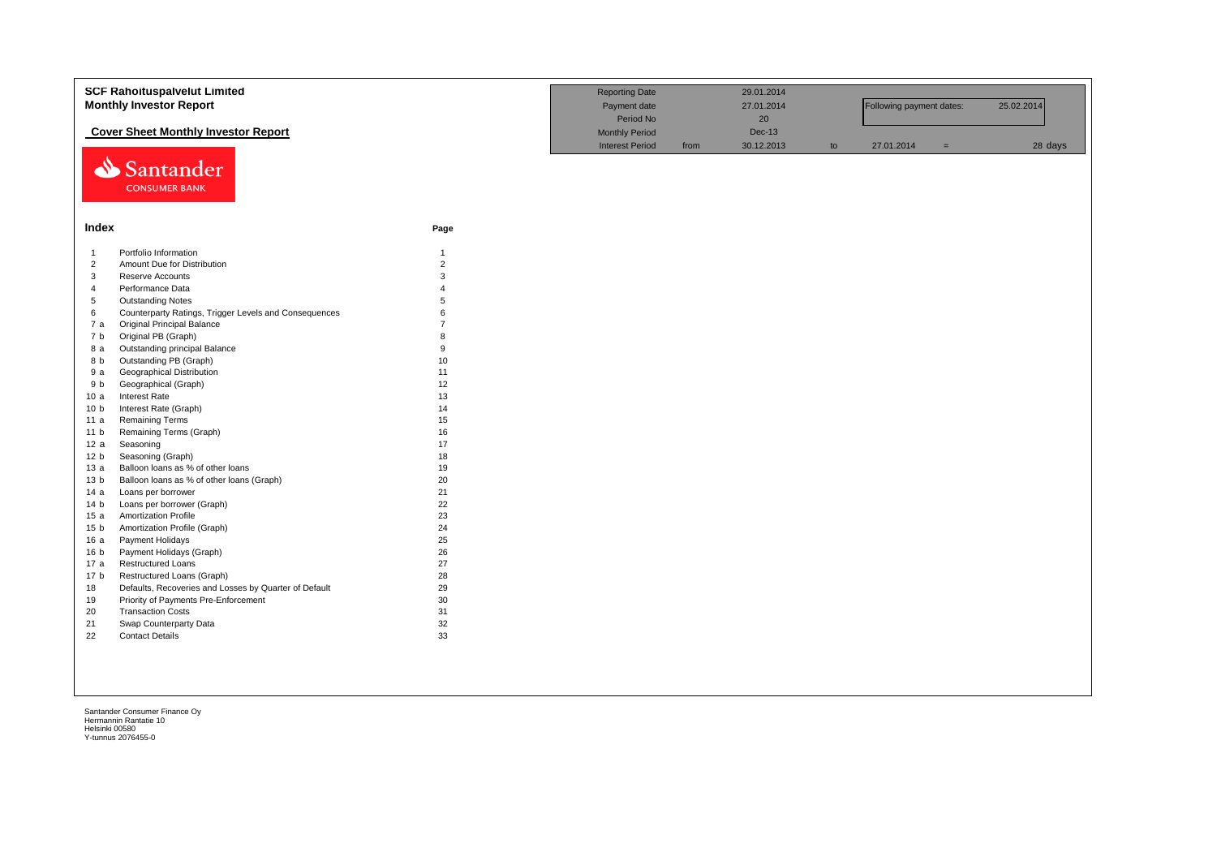# SCF Rahoituspalvelut Limited

## Monthly Investor Report

### Cover Sheet Monthly Investor Report

| | | | | | | |
|---|---|---|---|---|---|---|
| Reporting Date | | 29.01.2014 | | | | |
| Payment date | | 27.01.2014 | | Following payment dates: | | 25.02.2014 |
| Period No | | 20 | | | | |
| Monthly Period | | Dec-13 | | | | |
| Interest Period | from | 30.12.2013 | to | 27.01.2014 | = | 28 days |

Santander CONSUMER BANK

## Index

| | | Page |
|---|---|---|
| 1 | Portfolio Information | 1 |
| 2 | Amount Due for Distribution | 2 |
| 3 | Reserve Accounts | 3 |
| 4 | Performance Data | 4 |
| 5 | Outstanding Notes | 5 |
| 6 | Counterparty Ratings, Trigger Levels and Consequences | 6 |
| 7 a | Original Principal Balance | 7 |
| 7 b | Original PB (Graph) | 8 |
| 8 a | Outstanding principal Balance | 9 |
| 8 b | Outstanding PB (Graph) | 10 |
| 9 a | Geographical Distribution | 11 |
| 9 b | Geographical (Graph) | 12 |
| 10 a | Interest Rate | 13 |
| 10 b | Interest Rate (Graph) | 14 |
| 11 a | Remaining Terms | 15 |
| 11 b | Remaining Terms (Graph) | 16 |
| 12 a | Seasoning | 17 |
| 12 b | Seasoning (Graph) | 18 |
| 13 a | Balloon loans as % of other loans | 19 |
| 13 b | Balloon loans as % of other loans (Graph) | 20 |
| 14 a | Loans per borrower | 21 |
| 14 b | Loans per borrower (Graph) | 22 |
| 15 a | Amortization Profile | 23 |
| 15 b | Amortization Profile (Graph) | 24 |
| 16 a | Payment Holidays | 25 |
| 16 b | Payment Holidays (Graph) | 26 |
| 17 a | Restructured Loans | 27 |
| 17 b | Restructured Loans (Graph) | 28 |
| 18 | Defaults, Recoveries and Losses by Quarter of Default | 29 |
| 19 | Priority of Payments Pre-Enforcement | 30 |
| 20 | Transaction Costs | 31 |
| 21 | Swap Counterparty Data | 32 |
| 22 | Contact Details | 33 |

Santander Consumer Finance Oy
Hermannin Rantatie 10
Helsinki 00580
Y-tunnus 2076455-0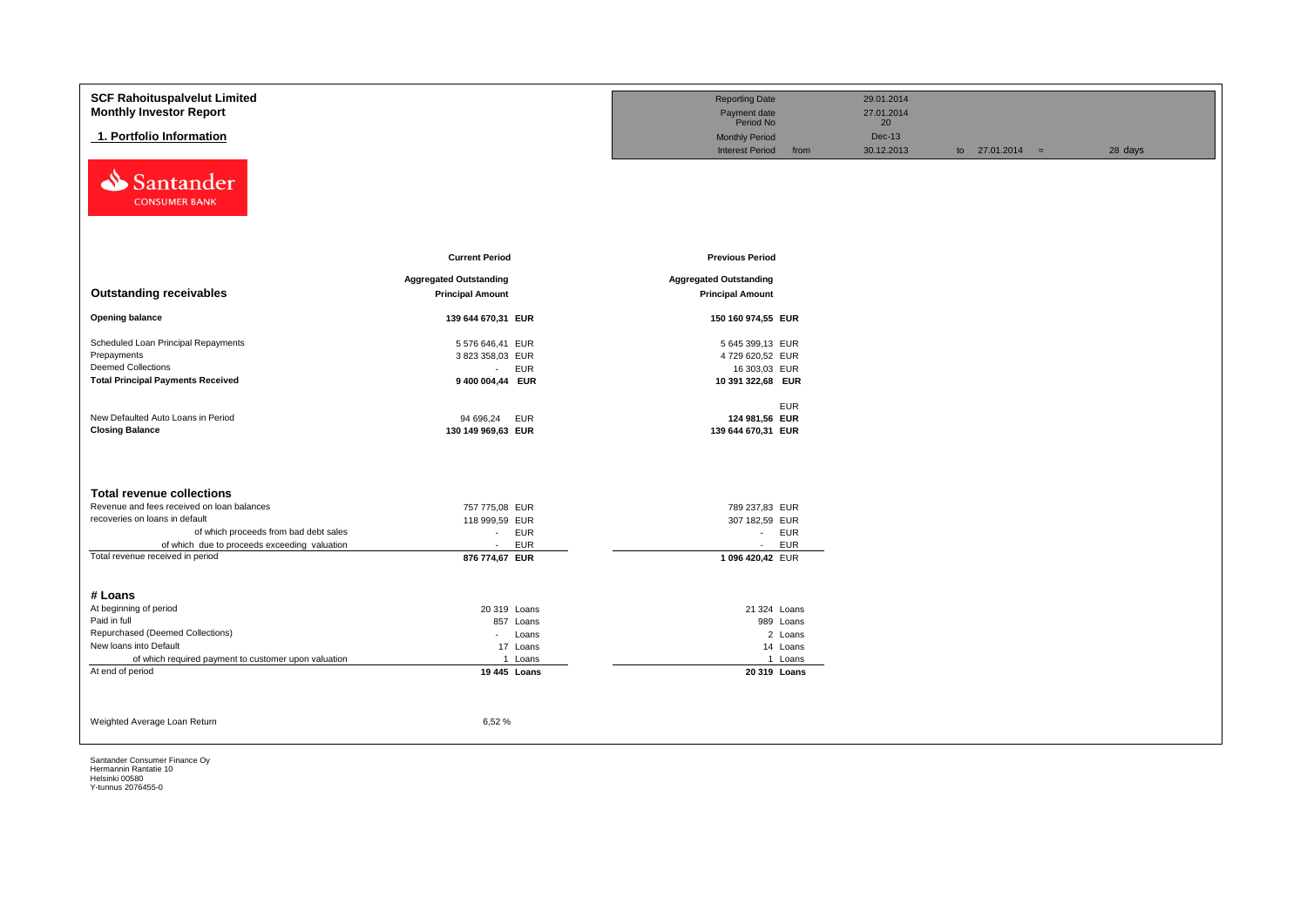**SCF Rahoituspalvelut Limited**
**Monthly Investor Report**

## 1. Portfolio Information

| | | | | |
|---|---|---|---|---|
| Reporting Date | | 29.01.2014 | | |
| Payment date | | 27.01.2014 | | |
| Period No | | 20 | | |
| Monthly Period | | Dec-13 | | |
| Interest Period | from | 30.12.2013 | to 27.01.2014 = | 28 days |

| | Current Period | | Previous Period | |
|---|---|---|---|---|
| **Outstanding receivables** | **Aggregated Outstanding Principal Amount** | | **Aggregated Outstanding Principal Amount** | |
| **Opening balance** | **139 644 670,31** | **EUR** | **150 160 974,55** | **EUR** |
| Scheduled Loan Principal Repayments | 5 576 646,41 | EUR | 5 645 399,13 | EUR |
| Prepayments | 3 823 358,03 | EUR | 4 729 620,52 | EUR |
| Deemed Collections | - | EUR | 16 303,03 | EUR |
| **Total Principal Payments Received** | **9 400 004,44** | **EUR** | **10 391 322,68** | **EUR** |
| | | | | EUR |
| New Defaulted Auto Loans in Period | 94 696,24 | EUR | **124 981,56** | **EUR** |
| **Closing Balance** | **130 149 969,63** | **EUR** | **139 644 670,31** | **EUR** |

| **Total revenue collections** | | | | |
|---|---|---|---|---|
| Revenue and fees received on loan balances | 757 775,08 | EUR | 789 237,83 | EUR |
| recoveries on loans in default | 118 999,59 | EUR | 307 182,59 | EUR |
| of which proceeds from bad debt sales | - | EUR | - | EUR |
| of which due to proceeds exceeding valuation | - | EUR | - | EUR |
| Total revenue received in period | **876 774,67** | **EUR** | **1 096 420,42** | EUR |

| **# Loans** | | | | |
|---|---|---|---|---|
| At beginning of period | 20 319 | Loans | 21 324 | Loans |
| Paid in full | 857 | Loans | 989 | Loans |
| Repurchased (Deemed Collections) | - | Loans | 2 | Loans |
| New loans into Default | 17 | Loans | 14 | Loans |
| of which required payment to customer upon valuation | 1 | Loans | 1 | Loans |
| At end of period | **19 445** | **Loans** | **20 319** | **Loans** |

Weighted Average Loan Return 6,52 %

Santander Consumer Finance Oy
Hermannin Rantatie 10
Helsinki 00580
Y-tunnus 2076455-0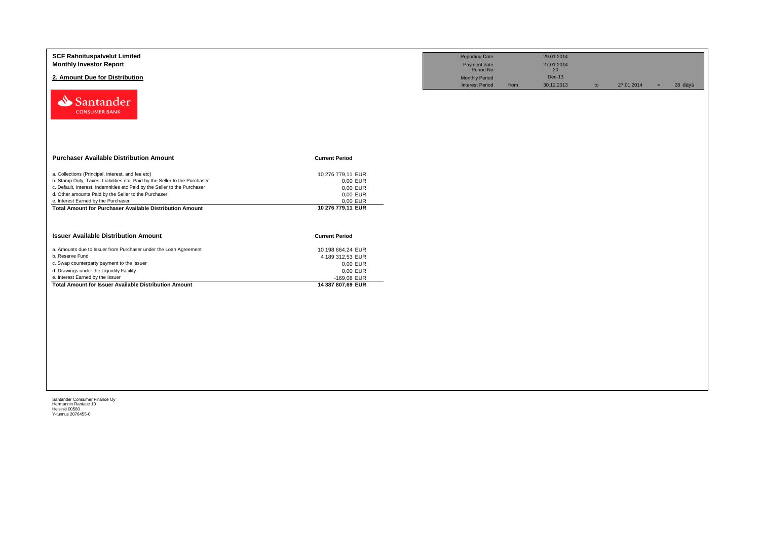**SCF Rahoituspalvelut Limited**
**Monthly Investor Report**

## 2. Amount Due for Distribution

| Reporting Date | | 29.01.2014 | | | | |
|---|---|---|---|---|---|---|
| Payment date | | 27.01.2014 | | | | |
| Period No | | 20 | | | | |
| Monthly Period | | Dec-13 | | | | |
| Interest Period | from | 30.12.2013 | to | 27.01.2014 | = | 28 days |

| Purchaser Available Distribution Amount | Current Period |
|---|---|
| a. Collections (Principal, interest, and fee etc) | 10 276 779,11 EUR |
| b. Stamp Duty, Taxes, Liabilities etc. Paid by the Seller to the Purchaser | 0,00 EUR |
| c. Default, Interest, Indemnities etc Paid by the Seller to the Purchaser | 0,00 EUR |
| d. Other amounts Paid by the Seller to the Purchaser | 0,00 EUR |
| e. Interest Earned by the Purchaser | 0,00 EUR |
| **Total Amount for Purchaser Available Distribution Amount** | **10 276 779,11 EUR** |

| Issuer Available Distribution Amount | Current Period |
|---|---|
| a. Amounts due to Issuer from Purchaser under the Loan Agreement | 10 198 664,24 EUR |
| b. Reserve Fund | 4 189 312,53 EUR |
| c. Swap counterparty payment to the Issuer | 0,00 EUR |
| d. Drawings under the Liquidity Facility | 0,00 EUR |
| e. Interest Earned by the Issuer | -169,08 EUR |
| **Total Amount for Issuer Available Distribution Amount** | **14 387 807,69 EUR** |

Santander Consumer Finance Oy
Hermannin Rantatie 10
Helsinki 00580
Y-tunnus 2076455-0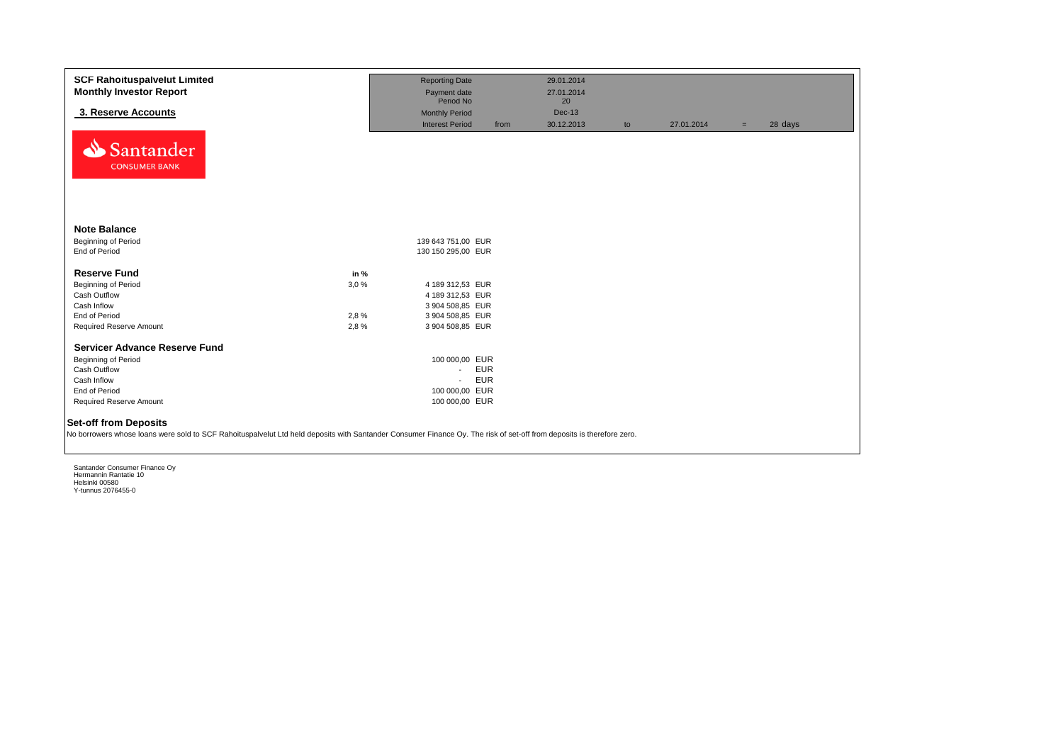**SCF Rahoituspalvelut Limited**
**Monthly Investor Report**

## 3. Reserve Accounts

| | | | | | | |
|---|---|---|---|---|---|---|
| Reporting Date | | 29.01.2014 | | | | |
| Payment date | | 27.01.2014 | | | | |
| Period No | | 20 | | | | |
| Monthly Period | | Dec-13 | | | | |
| Interest Period | from | 30.12.2013 | to | 27.01.2014 | = | 28 days |

Santander CONSUMER BANK

### Note Balance

| | | |
|---|---|---|
| Beginning of Period | 139 643 751,00 | EUR |
| End of Period | 130 150 295,00 | EUR |

### Reserve Fund

| | in % | | |
|---|---|---|---|
| Beginning of Period | 3,0 % | 4 189 312,53 | EUR |
| Cash Outflow | | 4 189 312,53 | EUR |
| Cash Inflow | | 3 904 508,85 | EUR |
| End of Period | 2,8 % | 3 904 508,85 | EUR |
| Required Reserve Amount | 2,8 % | 3 904 508,85 | EUR |

### Servicer Advance Reserve Fund

| | | |
|---|---|---|
| Beginning of Period | 100 000,00 | EUR |
| Cash Outflow | - | EUR |
| Cash Inflow | - | EUR |
| End of Period | 100 000,00 | EUR |
| Required Reserve Amount | 100 000,00 | EUR |

### Set-off from Deposits

No borrowers whose loans were sold to SCF Rahoituspalvelut Ltd held deposits with Santander Consumer Finance Oy. The risk of set-off from deposits is therefore zero.

Santander Consumer Finance Oy
Hermannin Rantatie 10
Helsinki 00580
Y-tunnus 2076455-0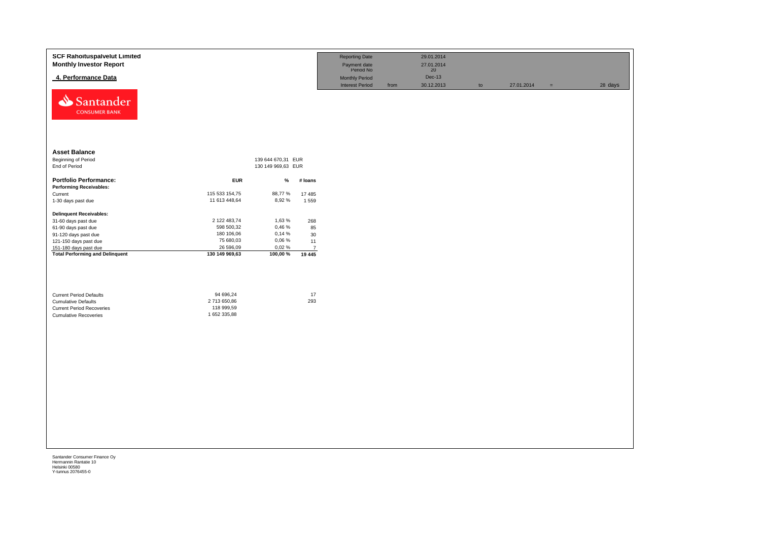**SCF Rahoituspalvelut Limited**
**Monthly Investor Report**

## 4. Performance Data

| | | | | | | |
|---|---|---|---|---|---|---|
| Reporting Date | | 29.01.2014 | | | | |
| Payment date | | 27.01.2014 | | | | |
| Period No | | 20 | | | | |
| Monthly Period | | Dec-13 | | | | |
| Interest Period | from | 30.12.2013 | to | 27.01.2014 | = | 28 days |

### Asset Balance

| | | |
|---|---|---|
| Beginning of Period | 139 644 670,31 | EUR |
| End of Period | 130 149 969,63 | EUR |

| **Portfolio Performance:** | **EUR** | **%** | **# loans** |
|---|---|---|---|
| **Performing Receivables:** | | | |
| Current | 115 533 154,75 | 88,77 % | 17 485 |
| 1-30 days past due | 11 613 448,64 | 8,92 % | 1 559 |
| **Delinquent Receivables:** | | | |
| 31-60 days past due | 2 122 483,74 | 1,63 % | 268 |
| 61-90 days past due | 598 500,32 | 0,46 % | 85 |
| 91-120 days past due | 180 106,06 | 0,14 % | 30 |
| 121-150 days past due | 75 680,03 | 0,06 % | 11 |
| 151-180 days past due | 26 596,09 | 0,02 % | 7 |
| **Total Performing and Delinquent** | **130 149 969,63** | **100,00 %** | **19 445** |

| | | |
|---|---|---|
| Current Period Defaults | 94 696,24 | 17 |
| Cumulative Defaults | 2 713 650,86 | 293 |
| Current Period Recoveries | 118 999,59 | |
| Cumulative Recoveries | 1 652 335,88 | |

Santander Consumer Finance Oy
Hermannin Rantatie 10
Helsinki 00580
Y-tunnus 2076455-0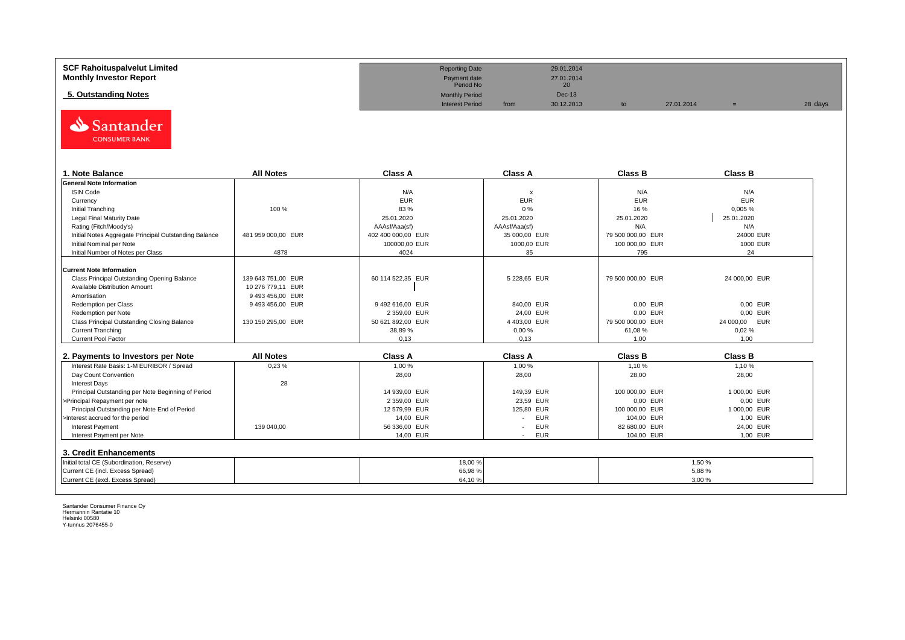**SCF Rahoituspalvelut Limited**
**Monthly Investor Report**

## 5. Outstanding Notes

| | | | | | | | |
|---|---|---|---|---|---|---|---|
| Reporting Date | | 29.01.2014 | | | | | |
| Payment date | | 27.01.2014 | | | | | |
| Period No | | 20 | | | | | |
| Monthly Period | | Dec-13 | | | | | |
| Interest Period | from | 30.12.2013 | to | 27.01.2014 | = | 28 days | |

Santander CONSUMER BANK

### 1. Note Balance

| | All Notes | Class A | Class A | Class B | Class B |
|---|---|---|---|---|---|
| **General Note Information** | | | | | |
| ISIN Code | | N/A | x | N/A | N/A |
| Currency | | EUR | EUR | EUR | EUR |
| Initial Tranching | 100 % | 83 % | 0 % | 16 % | 0,005 % |
| Legal Final Maturity Date | | 25.01.2020 | 25.01.2020 | 25.01.2020 | 25.01.2020 |
| Rating (Fitch/Moody's) | | AAAsf/Aaa(sf) | AAAsf/Aaa(sf) | N/A | N/A |
| Initial Notes Aggregate Principal Outstanding Balance | 481 959 000,00 EUR | 402 400 000,00 EUR | 35 000,00 EUR | 79 500 000,00 EUR | 24000 EUR |
| Initial Nominal per Note | | 100000,00 EUR | 1000,00 EUR | 100 000,00 EUR | 1000 EUR |
| Initial Number of Notes per Class | 4878 | 4024 | 35 | 795 | 24 |
| **Current Note Information** | | | | | |
| Class Principal Outstanding Opening Balance | 139 643 751,00 EUR | 60 114 522,35 EUR | 5 228,65 EUR | 79 500 000,00 EUR | 24 000,00 EUR |
| Available Distribution Amount | 10 276 779,11 EUR | | | | |
| Amortisation | 9 493 456,00 EUR | | | | |
| Redemption per Class | 9 493 456,00 EUR | 9 492 616,00 EUR | 840,00 EUR | 0,00 EUR | 0,00 EUR |
| Redemption per Note | | 2 359,00 EUR | 24,00 EUR | 0,00 EUR | 0,00 EUR |
| Class Principal Outstanding Closing Balance | 130 150 295,00 EUR | 50 621 892,00 EUR | 4 403,00 EUR | 79 500 000,00 EUR | 24 000,00 EUR |
| Current Tranching | | 38,89 % | 0,00 % | 61,08 % | 0,02 % |
| Current Pool Factor | | 0,13 | 0,13 | 1,00 | 1,00 |

### 2. Payments to Investors per Note

| | All Notes | Class A | Class A | Class B | Class B |
|---|---|---|---|---|---|
| Interest Rate Basis: 1-M EURIBOR / Spread | 0,23 % | 1,00 % | 1,00 % | 1,10 % | 1,10 % |
| Day Count Convention | | 28,00 | 28,00 | 28,00 | 28,00 |
| Interest Days | 28 | | | | |
| Principal Outstanding per Note Beginning of Period | | 14 939,00 EUR | 149,39 EUR | 100 000,00 EUR | 1 000,00 EUR |
| >Principal Repayment per note | | 2 359,00 EUR | 23,59 EUR | 0,00 EUR | 0,00 EUR |
| Principal Outstanding per Note End of Period | | 12 579,99 EUR | 125,80 EUR | 100 000,00 EUR | 1 000,00 EUR |
| >Interest accrued for the period | | 14,00 EUR | - EUR | 104,00 EUR | 1,00 EUR |
| Interest Payment | 139 040,00 | 56 336,00 EUR | - EUR | 82 680,00 EUR | 24,00 EUR |
| Interest Payment per Note | | 14,00 EUR | - EUR | 104,00 EUR | 1,00 EUR |

### 3. Credit Enhancements

| | | Class A | | Class B |
|---|---|---|---|---|
| Initial total CE (Subordination, Reserve) | | 18,00 % | | 1,50 % |
| Current CE (incl. Excess Spread) | | 66,98 % | | 5,88 % |
| Current CE (excl. Excess Spread) | | 64,10 % | | 3,00 % |

Santander Consumer Finance Oy
Hermannin Rantatie 10
Helsinki 00580
Y-tunnus 2076455-0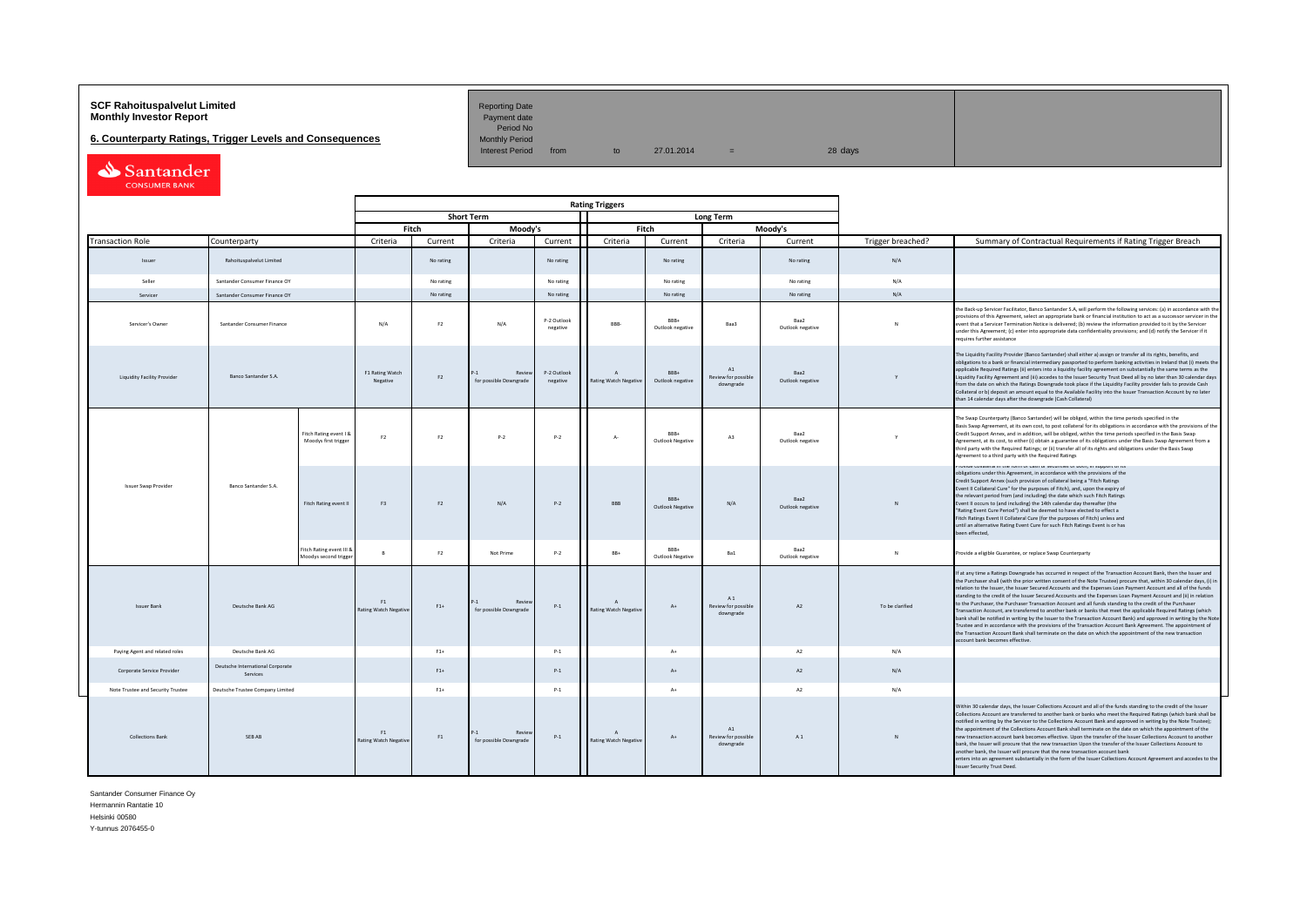**SCF Rahoituspalvelut Limited**
**Monthly Investor Report**

**6. Counterparty Ratings, Trigger Levels and Consequences**

| Reporting Date | | | | | |
|---|---|---|---|---|---|
| Payment date | | | | | |
| Period No | | | | | |
| Monthly Period | | | | | |
| Interest Period | from | to | 27.01.2014 | = | 28 days |

| | | | Rating Triggers | | | | | | | | | | |
|---|---|---|---|---|---|---|---|---|---|---|---|---|---|
| | | | Short Term | | | | Long Term | | | | | | |
| | | | Fitch | | Moody's | | Fitch | | Moody's | | | | |
| Transaction Role | Counterparty | | Criteria | Current | Criteria | Current | Criteria | Current | Criteria | Current | Trigger breached? | Summary of Contractual Requirements if Rating Trigger Breach |
| Issuer | Rahoituspalvelut Limited | | | No rating | | No rating | | No rating | | No rating | N/A | |
| Seller | Santander Consumer Finance OY | | | No rating | | No rating | | No rating | | No rating | N/A | |
| Servicer | Santander Consumer Finance OY | | | No rating | | No rating | | No rating | | No rating | N/A | |
| Servicer's Owner | Santander Consumer Finance | | N/A | F2 | N/A | P-2 Outlook negative | BBB- | BBB+ Outlook negative | Baa3 | Baa2 Outlook negative | N | the Back-up Servicer Facilitator, Banco Santander S.A, will perform the following services: (a) in accordance with the provisions of this Agreement, select an appropriate bank or financial institution to act as a successor servicer in the event that a Servicer Termination Notice is delivered; (b) review the information provided to it by the Servicer under this Agreement; (c) enter into appropriate data confidentiality provisions; and (d) notify the Servicer if it requires further assistance |
| Liquidity Facility Provider | Banco Santander S.A. | | F1 Rating Watch Negative | F2 | P-1 Review for possible Downgrade | P-2 Outlook negative | A Rating Watch Negative | BBB+ Outlook negative | A1 Review for possible downgrade | Baa2 Outlook negative | Y | The Liquidity Facility Provider (Banco Santander) shall either a) assign or transfer all its rights, benefits, and obligations to a bank or financial intermediary passported to perform banking activities in Ireland that (i) meets the applicable Required Ratings (ii) enters into a liquidity facility agreement on substantially the same terms as the Liquidity Facility Agreement and (iii) accedes to the Issuer Security Trust Deed all by no later than 30 calendar days from the date on which the Ratings Downgrade took place if the Liquidity Facility provider fails to provide Cash Collateral or b) deposit an amount equal to the Available Facility into the Issuer Transaction Account by no later than 14 calendar days after the downgrade (Cash Collateral) |
| Issuer Swap Provider | Banco Santander S.A. | Fitch Rating event I & Moodys first trigger | F2 | F2 | P-2 | P-2 | A- | BBB+ Outlook Negative | A3 | Baa2 Outlook negative | Y | The Swap Counterparty (Banco Santander) will be obliged, within the time periods specified in the Basis Swap Agreement, at its own cost, to post collateral for its obligations in accordance with the provisions of the Credit Support Annex, and in addition, will be obliged, within the time periods specified in the Basis Swap Agreement, at its cost, to either (i) obtain a guarantee of its obligations under the Basis Swap Agreement from a third party with the Required Ratings; or (ii) transfer all of its rights and obligations under the Basis Swap Agreement to a third party with the Required Ratings |
| | | Fitch Rating event II | F3 | F2 | N/A | P-2 | BBB | BBB+ Outlook Negative | N/A | Baa2 Outlook negative | N | Provide collateral in the form of cash or securities or both, in support of its obligations under this Agreement, in accordance with the provisions of the Credit Support Annex (such provision of collateral being a "Fitch Ratings Event II Collateral Cure" for the purposes of Fitch), and, upon the expiry of the relevant period from (and including) the date which such Fitch Ratings Event II occurs to (and including) the 14th calendar day thereafter (the "Rating Event Cure Period") shall be deemed to have elected to effect a Fitch Ratings Event II Collateral Cure (for the purposes of Fitch) unless and until an alternative Rating Event Cure for such Fitch Ratings Event is or has been effected. |
| | | Fitch Rating event III & Moodys second trigger | B | F2 | Not Prime | P-2 | BB+ | BBB+ Outlook Negative | Ba1 | Baa2 Outlook negative | N | Provide a eligible Guarantee, or replace Swap Counterparty |
| Issuer Bank | Deutsche Bank AG | | F1 Rating Watch Negative | F1+ | P-1 Review for possible Downgrade | P-1 | A Rating Watch Negative | A+ | A 1 Review for possible downgrade | A2 | To be clarified | If at any time a Ratings Downgrade has occurred in respect of the Transaction Account Bank, then the Issuer and the Purchaser shall (with the prior written consent of the Note Trustee) procure that, within 30 calendar days, (i) in relation to the Issuer, the Issuer Secured Accounts and the Expenses Loan Payment Account and all of the funds standing to the credit of the Issuer Secured Accounts and the Expenses Loan Payment Account and (ii) in relation to the Purchaser, the Purchaser Transaction Account and all funds standing to the credit of the Purchaser Transaction Account, are transferred to another bank or banks that meet the applicable Required Ratings (which bank shall be notified in writing by the Issuer to the Transaction Account Bank) and approved in writing by the Note Trustee and in accordance with the provisions of the Transaction Account Bank Agreement. The appointment of the Transaction Account Bank shall terminate on the date on which the appointment of the new transaction account bank becomes effective. |
| Paying Agent and related roles | Deutsche Bank AG | | | F1+ | | P-1 | | A+ | | A2 | N/A | |
| Corporate Service Provider | Deutsche International Corporate Services | | | F1+ | | P-1 | | A+ | | A2 | N/A | |
| Note Trustee and Security Trustee | Deutsche Trustee Company Limited | | | F1+ | | P-1 | | A+ | | A2 | N/A | |
| Collections Bank | SEB AB | | F1 Rating Watch Negative | F1 | P-1 Review for possible Downgrade | P-1 | A Rating Watch Negative | A+ | A1 Review for possible downgrade | A 1 | N | Within 30 calendar days, the Issuer Collections Account and all of the funds standing to the credit of the Issuer Collections Account are transferred to another bank or banks who meet the Required Ratings (which bank shall be notified in writing by the Servicer to the Collections Account Bank and approved in writing by the Note Trustee); the appointment of the Collections Account Bank shall terminate on the date on which the appointment of the new transaction account bank becomes effective. Upon the transfer of the Issuer Collections Account to another bank, the Issuer will procure that the new transaction Upon the transfer of the Issuer Collections Account to another bank, the Issuer will procure that the new transaction account bank enters into an agreement substantially in the form of the Issuer Collections Account Agreement and accedes to the Issuer Security Trust Deed. |

Santander Consumer Finance Oy
Hermannin Rantatie 10
Helsinki 00580
Y-tunnus 2076455-0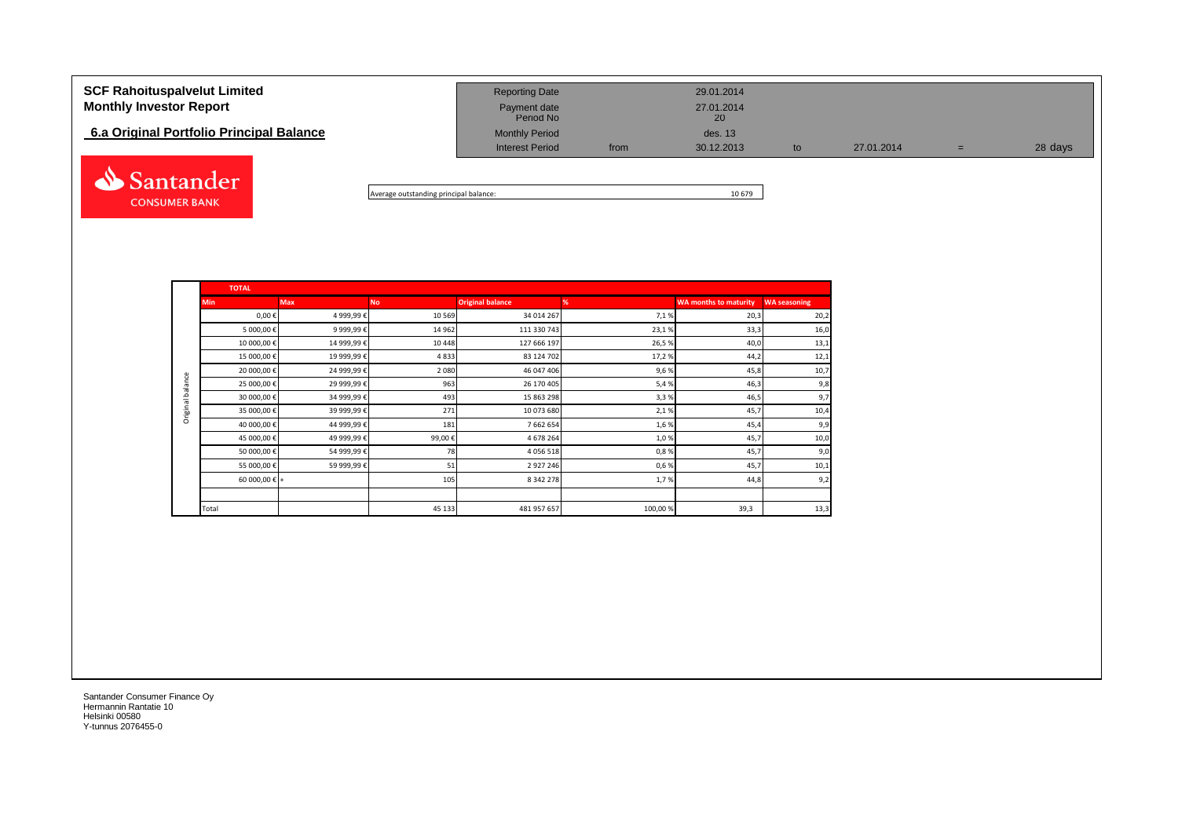# SCF Rahoituspalvelut Limited
# Monthly Investor Report

## 6.a Original Portfolio Principal Balance

| Reporting Date | | 29.01.2014 | | | | |
|---|---|---|---|---|---|---|
| Payment date | | 27.01.2014 | | | | |
| Period No | | 20 | | | | |
| Monthly Period | | des. 13 | | | | |
| Interest Period | from | 30.12.2013 | to | 27.01.2014 | = | 28 days |

Santander CONSUMER BANK

Average outstanding principal balance: 10 679

| | TOTAL | | | | | | |
|---|---|---|---|---|---|---|---|
| | **Min** | **Max** | **No** | **Original balance** | **%** | **WA months to maturity** | **WA seasoning** |
| Original balance | 0,00 € | 4 999,99 € | 10 569 | 34 014 267 | 7,1 % | 20,3 | 20,2 |
| | 5 000,00 € | 9 999,99 € | 14 962 | 111 330 743 | 23,1 % | 33,3 | 16,0 |
| | 10 000,00 € | 14 999,99 € | 10 448 | 127 666 197 | 26,5 % | 40,0 | 13,1 |
| | 15 000,00 € | 19 999,99 € | 4 833 | 83 124 702 | 17,2 % | 44,2 | 12,1 |
| | 20 000,00 € | 24 999,99 € | 2 080 | 46 047 406 | 9,6 % | 45,8 | 10,7 |
| | 25 000,00 € | 29 999,99 € | 963 | 26 170 405 | 5,4 % | 46,3 | 9,8 |
| | 30 000,00 € | 34 999,99 € | 493 | 15 863 298 | 3,3 % | 46,5 | 9,7 |
| | 35 000,00 € | 39 999,99 € | 271 | 10 073 680 | 2,1 % | 45,7 | 10,4 |
| | 40 000,00 € | 44 999,99 € | 181 | 7 662 654 | 1,6 % | 45,4 | 9,9 |
| | 45 000,00 € | 49 999,99 € | 99,00 € | 4 678 264 | 1,0 % | 45,7 | 10,0 |
| | 50 000,00 € | 54 999,99 € | 78 | 4 056 518 | 0,8 % | 45,7 | 9,0 |
| | 55 000,00 € | 59 999,99 € | 51 | 2 927 246 | 0,6 % | 45,7 | 10,1 |
| | 60 000,00 € + | | 105 | 8 342 278 | 1,7 % | 44,8 | 9,2 |
| | | | | | | | |
| | Total | | 45 133 | 481 957 657 | 100,00 % | 39,3 | 13,3 |

Santander Consumer Finance Oy
Hermannin Rantatie 10
Helsinki 00580
Y-tunnus 2076455-0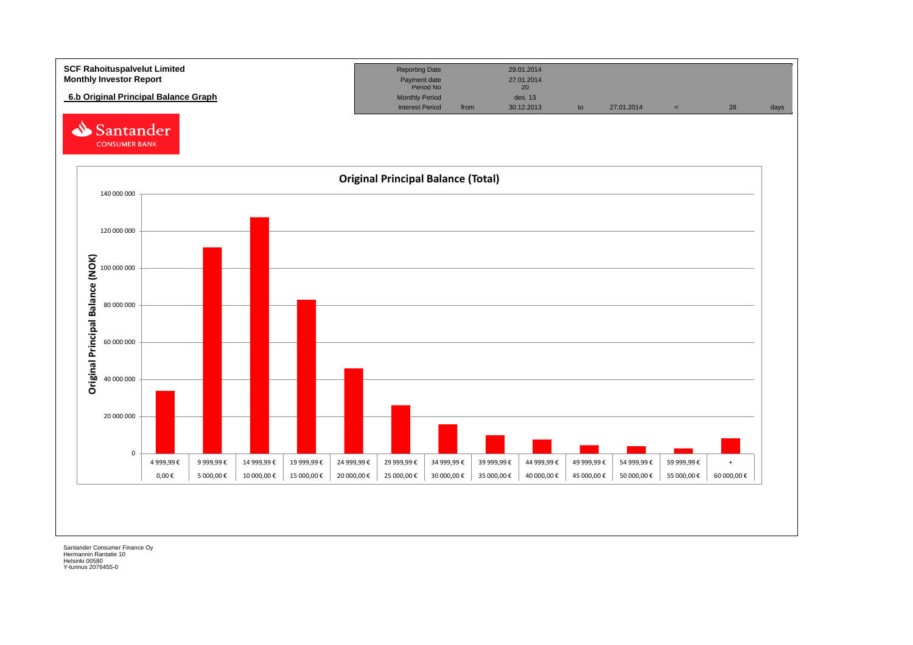**SCF Rahoituspalvelut Limited**
**Monthly Investor Report**

## 6.b Original Principal Balance Graph

| Reporting Date | | 29.01.2014 | | | | | |
|---|---|---|---|---|---|---|---|
| Payment date | | 27.01.2014 | | | | | |
| Period No | | 20 | | | | | |
| Monthly Period | | des. 13 | | | | | |
| Interest Period | from | 30.12.2013 | to | 27.01.2014 | = | 28 | days |

Santander CONSUMER BANK

**Original Principal Balance (Total)**

Original Principal Balance (NOK)

| From | To |
|---|---|
| 0,00 € | 4 999,99 € |
| 5 000,00 € | 9 999,99 € |
| 10 000,00 € | 14 999,99 € |
| 15 000,00 € | 19 999,99 € |
| 20 000,00 € | 24 999,99 € |
| 25 000,00 € | 29 999,99 € |
| 30 000,00 € | 34 999,99 € |
| 35 000,00 € | 39 999,99 € |
| 40 000,00 € | 44 999,99 € |
| 45 000,00 € | 49 999,99 € |
| 50 000,00 € | 54 999,99 € |
| 55 000,00 € | 59 999,99 € |
| 60 000,00 € | + |

Santander Consumer Finance Oy
Hermannin Rantatie 10
Helsinki 00580
Y-tunnus 2076455-0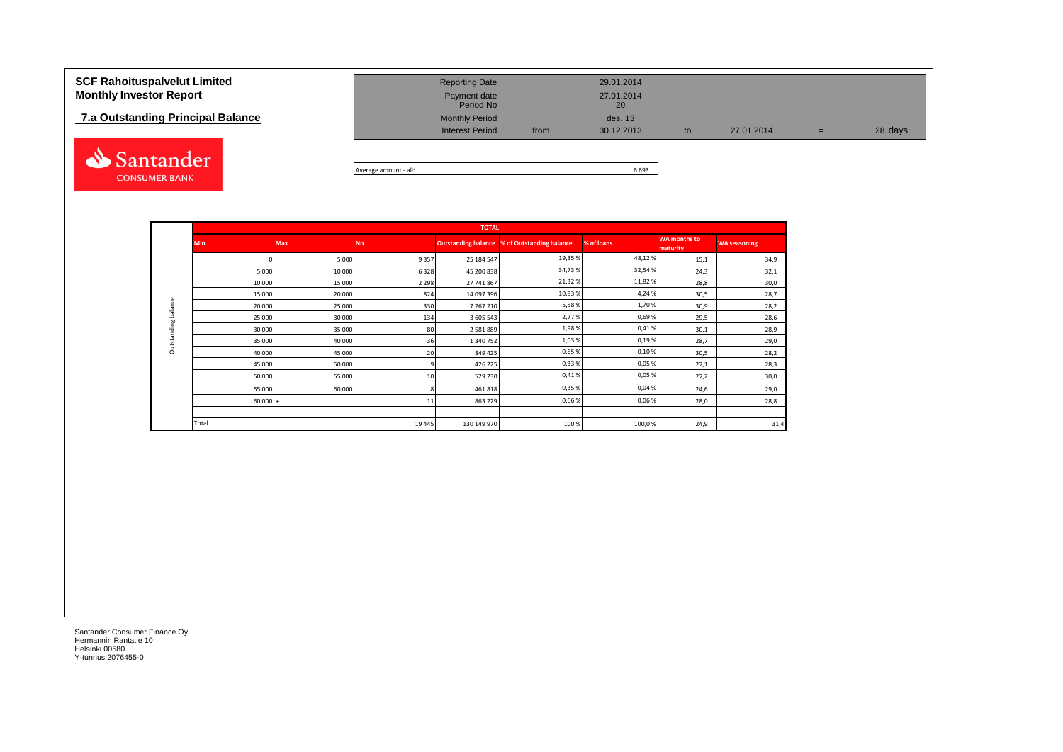# SCF Rahoituspalvelut Limited
## Monthly Investor Report

### 7.a Outstanding Principal Balance

| | | | | | | |
|---|---|---|---|---|---|---|
| Reporting Date | | 29.01.2014 | | | | |
| Payment date | | 27.01.2014 | | | | |
| Period No | | 20 | | | | |
| Monthly Period | | des. 13 | | | | |
| Interest Period | from | 30.12.2013 | to | 27.01.2014 | = | 28 days |

Santander CONSUMER BANK

Average amount - all: 6 693

| | TOTAL | | | | | | | |
|---|---|---|---|---|---|---|---|---|
| | Min | Max | No | Outstanding balance | % of Outstanding balance | % of loans | WA months to maturity | WA seasoning |
| Outstanding balance | 0 | 5 000 | 9 357 | 25 184 547 | 19,35 % | 48,12 % | 15,1 | 34,9 |
| | 5 000 | 10 000 | 6 328 | 45 200 838 | 34,73 % | 32,54 % | 24,3 | 32,1 |
| | 10 000 | 15 000 | 2 298 | 27 741 867 | 21,32 % | 11,82 % | 28,8 | 30,0 |
| | 15 000 | 20 000 | 824 | 14 097 396 | 10,83 % | 4,24 % | 30,5 | 28,7 |
| | 20 000 | 25 000 | 330 | 7 267 210 | 5,58 % | 1,70 % | 30,9 | 28,2 |
| | 25 000 | 30 000 | 134 | 3 605 543 | 2,77 % | 0,69 % | 29,5 | 28,6 |
| | 30 000 | 35 000 | 80 | 2 581 889 | 1,98 % | 0,41 % | 30,1 | 28,9 |
| | 35 000 | 40 000 | 36 | 1 340 752 | 1,03 % | 0,19 % | 28,7 | 29,0 |
| | 40 000 | 45 000 | 20 | 849 425 | 0,65 % | 0,10 % | 30,5 | 28,2 |
| | 45 000 | 50 000 | 9 | 426 225 | 0,33 % | 0,05 % | 27,1 | 28,3 |
| | 50 000 | 55 000 | 10 | 529 230 | 0,41 % | 0,05 % | 27,2 | 30,0 |
| | 55 000 | 60 000 | 8 | 461 818 | 0,35 % | 0,04 % | 24,6 | 29,0 |
| | 60 000 | + | 11 | 863 229 | 0,66 % | 0,06 % | 28,0 | 28,8 |
| | | | | | | | | |
| | Total | | 19 445 | 130 149 970 | 100 % | 100,0 % | 24,9 | 31,4 |

Santander Consumer Finance Oy
Hermannin Rantatie 10
Helsinki 00580
Y-tunnus 2076455-0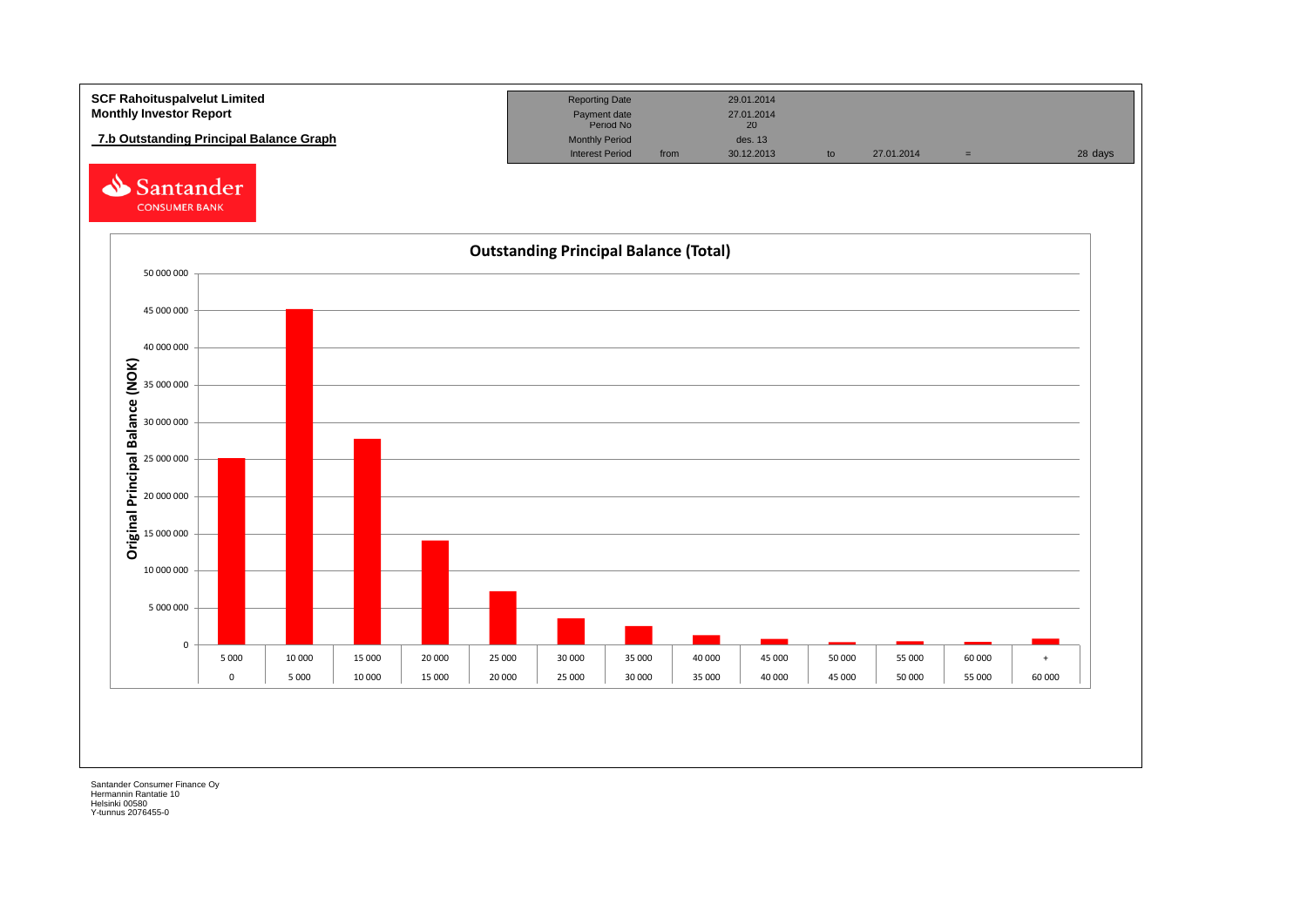**SCF Rahoituspalvelut Limited**
**Monthly Investor Report**

## 7.b Outstanding Principal Balance Graph

| Reporting Date | | 29.01.2014 | | | | |
|---|---|---|---|---|---|---|
| Payment date | | 27.01.2014 | | | | |
| Period No | | 20 | | | | |
| Monthly Period | | des. 13 | | | | |
| Interest Period | from | 30.12.2013 | to | 27.01.2014 | = | 28 days |

Santander CONSUMER BANK

**Outstanding Principal Balance (Total)**

Original Principal Balance (NOK)

| From | To |
|---|---|
| 0 | 5 000 |
| 5 000 | 10 000 |
| 10 000 | 15 000 |
| 15 000 | 20 000 |
| 20 000 | 25 000 |
| 25 000 | 30 000 |
| 30 000 | 35 000 |
| 35 000 | 40 000 |
| 40 000 | 45 000 |
| 45 000 | 50 000 |
| 50 000 | 55 000 |
| 55 000 | 60 000 |
| 60 000 | + |

Santander Consumer Finance Oy
Hermannin Rantatie 10
Helsinki 00580
Y-tunnus 2076455-0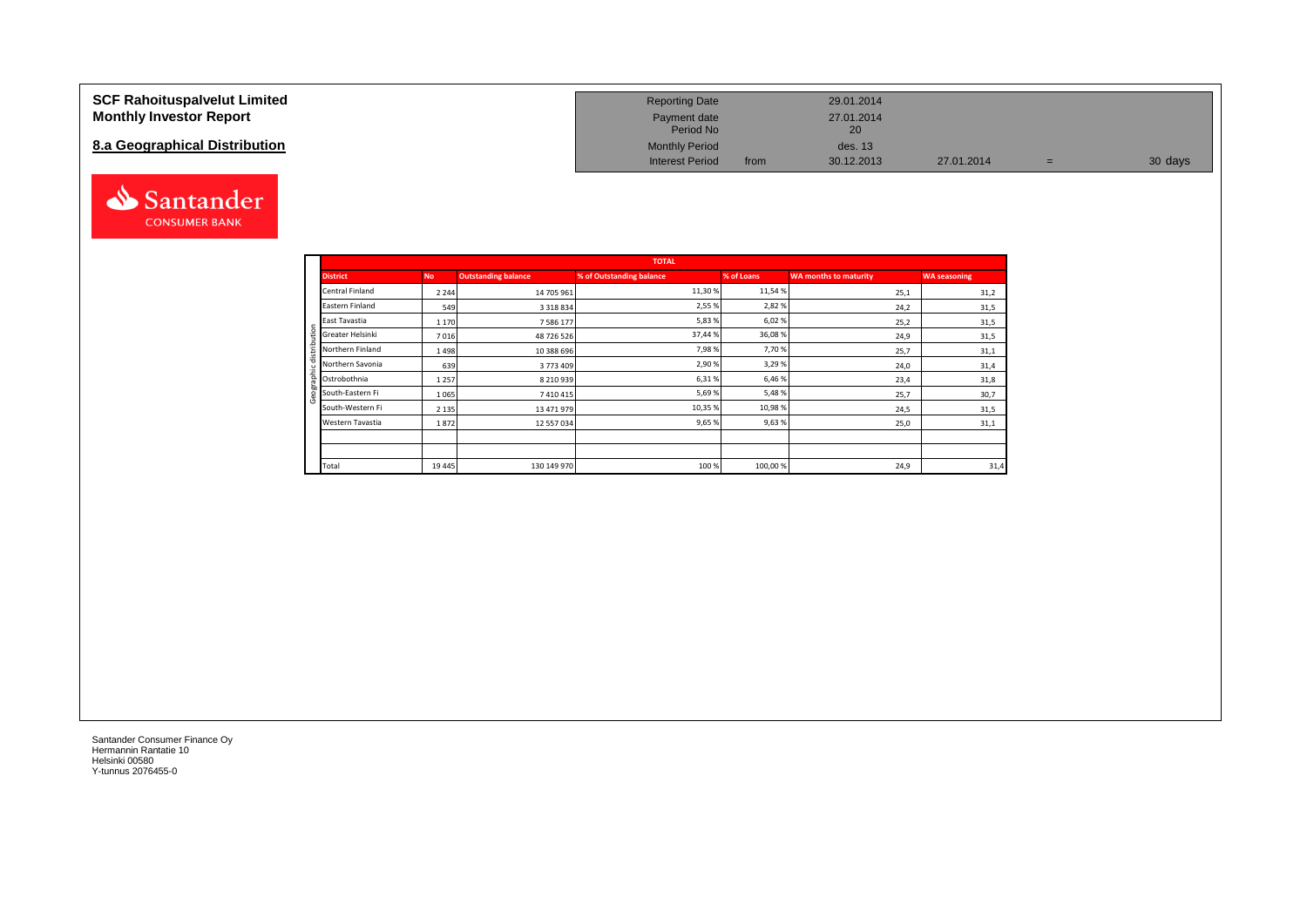**SCF Rahoituspalvelut Limited**
**Monthly Investor Report**

## 8.a Geographical Distribution

| | | | | | |
|---|---|---|---|---|---|
| Reporting Date | | 29.01.2014 | | | |
| Payment date | | 27.01.2014 | | | |
| Period No | | 20 | | | |
| Monthly Period | | des. 13 | | | |
| Interest Period | from | 30.12.2013 | 27.01.2014 | = | 30 days |

Santander CONSUMER BANK

| | TOTAL | | | | | | |
|---|---|---|---|---|---|---|---|
| | **District** | **No** | **Outstanding balance** | **% of Outstanding balance** | **% of Loans** | **WA months to maturity** | **WA seasoning** |
| Geographic distribution | Central Finland | 2 244 | 14 705 961 | 11,30 % | 11,54 % | 25,1 | 31,2 |
| | Eastern Finland | 549 | 3 318 834 | 2,55 % | 2,82 % | 24,2 | 31,5 |
| | East Tavastia | 1 170 | 7 586 177 | 5,83 % | 6,02 % | 25,2 | 31,5 |
| | Greater Helsinki | 7 016 | 48 726 526 | 37,44 % | 36,08 % | 24,9 | 31,5 |
| | Northern Finland | 1 498 | 10 388 696 | 7,98 % | 7,70 % | 25,7 | 31,1 |
| | Northern Savonia | 639 | 3 773 409 | 2,90 % | 3,29 % | 24,0 | 31,4 |
| | Ostrobothnia | 1 257 | 8 210 939 | 6,31 % | 6,46 % | 23,4 | 31,8 |
| | South-Eastern Fi | 1 065 | 7 410 415 | 5,69 % | 5,48 % | 25,7 | 30,7 |
| | South-Western Fi | 2 135 | 13 471 979 | 10,35 % | 10,98 % | 24,5 | 31,5 |
| | Western Tavastia | 1 872 | 12 557 034 | 9,65 % | 9,63 % | 25,0 | 31,1 |
| | | | | | | | |
| | | | | | | | |
| | Total | 19 445 | 130 149 970 | 100 % | 100,00 % | 24,9 | 31,4 |

Santander Consumer Finance Oy
Hermannin Rantatie 10
Helsinki 00580
Y-tunnus 2076455-0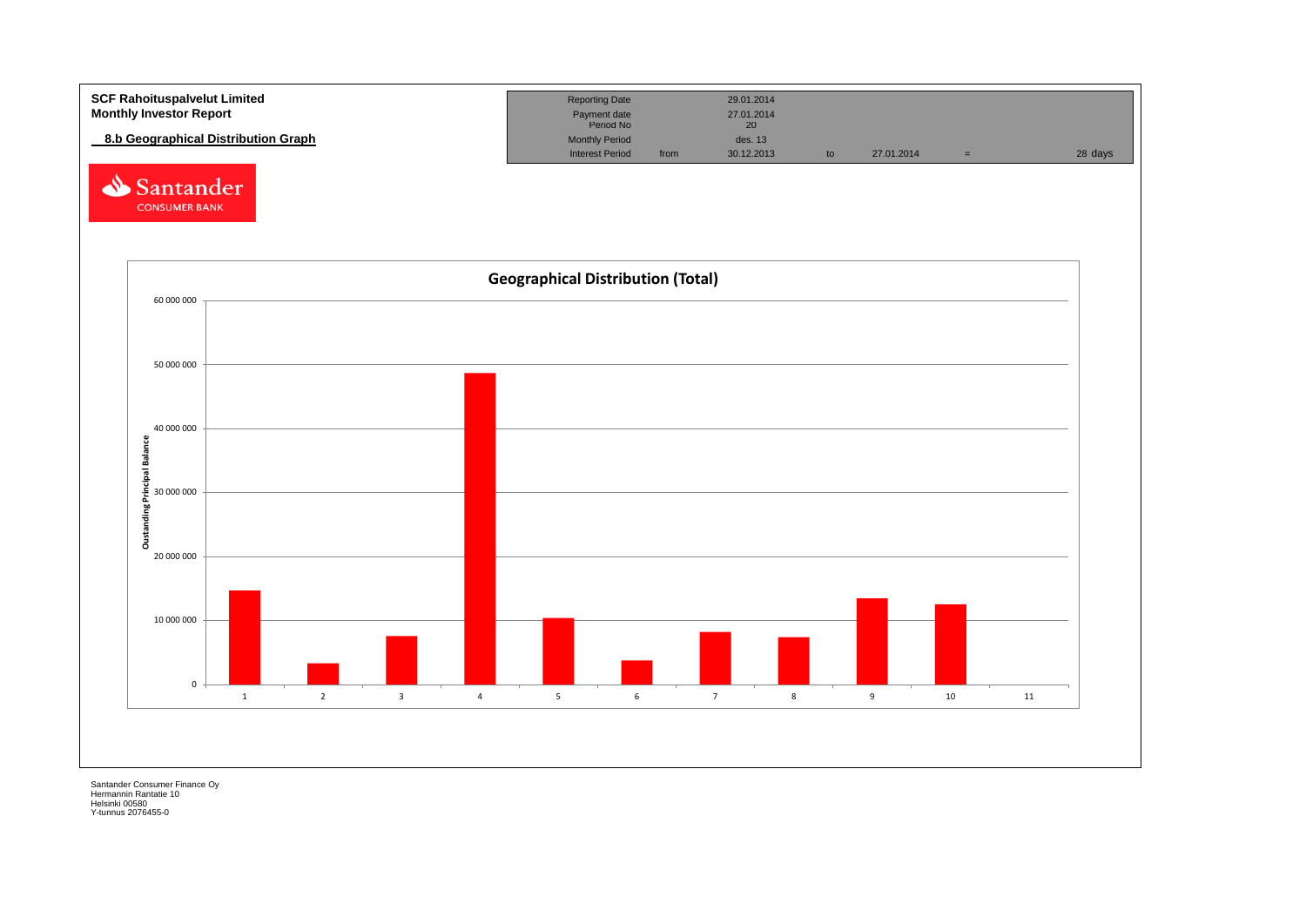**SCF Rahoituspalvelut Limited**
**Monthly Investor Report**

## 8.b Geographical Distribution Graph

| Reporting Date | | 29.01.2014 | | | | |
|---|---|---|---|---|---|---|
| Payment date | | 27.01.2014 | | | | |
| Period No | | 20 | | | | |
| Monthly Period | | des. 13 | | | | |
| Interest Period | from | 30.12.2013 | to | 27.01.2014 | = | 28 days |

Santander CONSUMER BANK

**Geographical Distribution (Total)**

Oustanding Principal Balance

0, 10 000 000, 20 000 000, 30 000 000, 40 000 000, 50 000 000, 60 000 000

1, 2, 3, 4, 5, 6, 7, 8, 9, 10, 11

Santander Consumer Finance Oy
Hermannin Rantatie 10
Helsinki 00580
Y-tunnus 2076455-0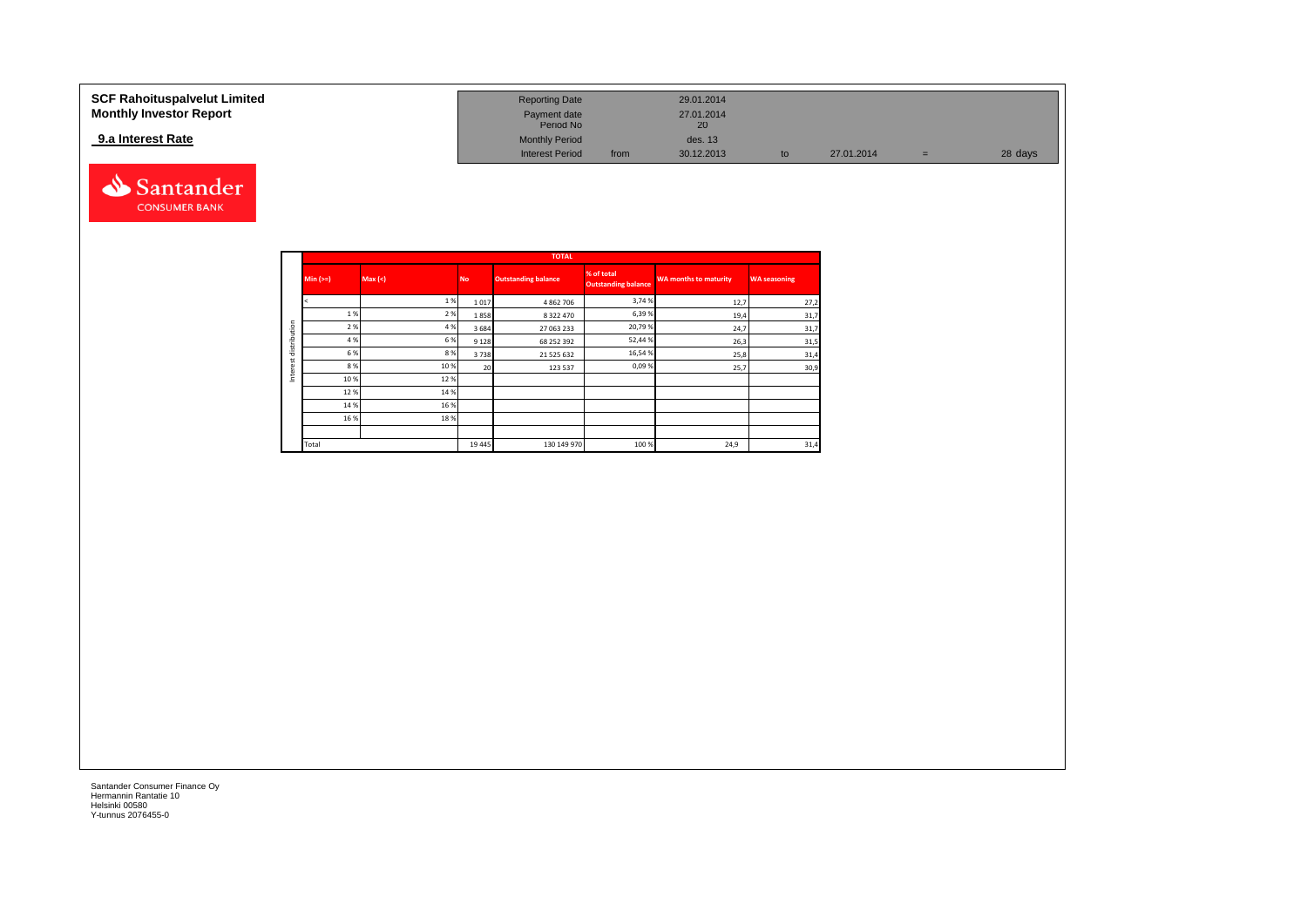**SCF Rahoituspalvelut Limited**
**Monthly Investor Report**

**9.a Interest Rate**

| | | | | | | |
|---|---|---|---|---|---|---|
| Reporting Date | | 29.01.2014 | | | | |
| Payment date | | 27.01.2014 | | | | |
| Period No | | 20 | | | | |
| Monthly Period | | des. 13 | | | | |
| Interest Period | from | 30.12.2013 | to | 27.01.2014 | = | 28 days |

| TOTAL | | | | | | |
|---|---|---|---|---|---|---|
| Min (>=) | Max (<) | No | Outstanding balance | % of total Outstanding balance | WA months to maturity | WA seasoning |
| < | 1 % | 1 017 | 4 862 706 | 3,74 % | 12,7 | 27,2 |
| 1 % | 2 % | 1 858 | 8 322 470 | 6,39 % | 19,4 | 31,7 |
| 2 % | 4 % | 3 684 | 27 063 233 | 20,79 % | 24,7 | 31,7 |
| 4 % | 6 % | 9 128 | 68 252 392 | 52,44 % | 26,3 | 31,5 |
| 6 % | 8 % | 3 738 | 21 525 632 | 16,54 % | 25,8 | 31,4 |
| 8 % | 10 % | 20 | 123 537 | 0,09 % | 25,7 | 30,9 |
| 10 % | 12 % | | | | | |
| 12 % | 14 % | | | | | |
| 14 % | 16 % | | | | | |
| 16 % | 18 % | | | | | |
| | | | | | | |
| Total | | 19 445 | 130 149 970 | 100 % | 24,9 | 31,4 |

Santander Consumer Finance Oy
Hermannin Rantatie 10
Helsinki 00580
Y-tunnus 2076455-0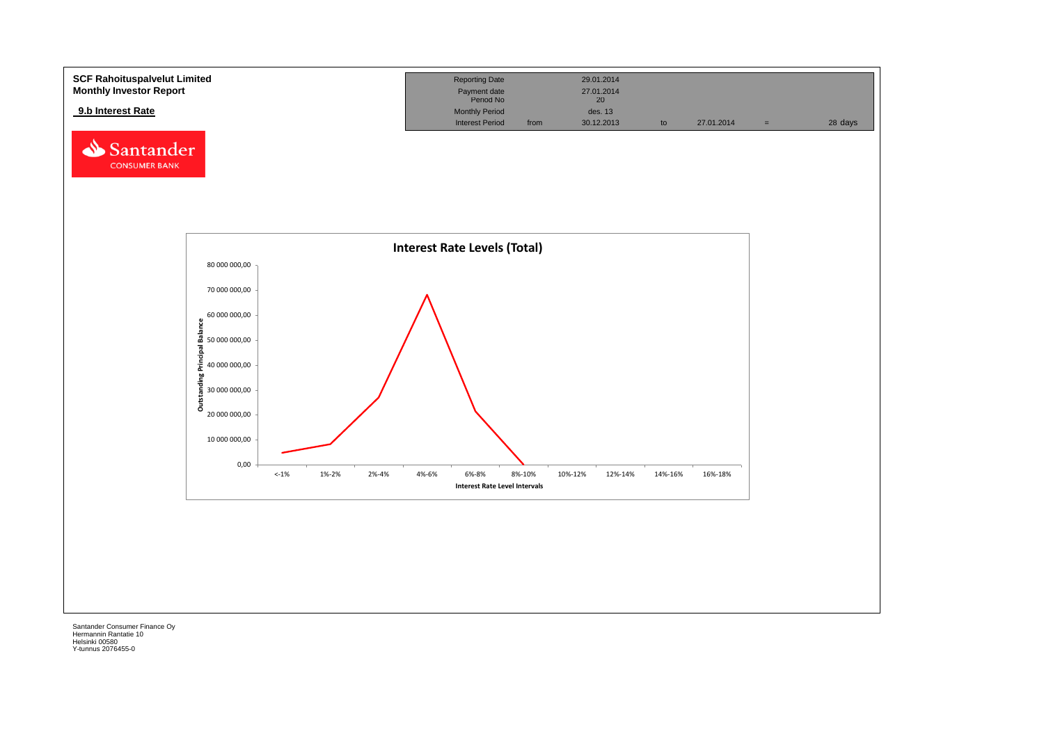**SCF Rahoituspalvelut Limited**
**Monthly Investor Report**

**9.b Interest Rate**

| Reporting Date | | 29.01.2014 | | | | |
|---|---|---|---|---|---|---|
| Payment date | | 27.01.2014 | | | | |
| Period No | | 20 | | | | |
| Monthly Period | | des. 13 | | | | |
| Interest Period | from | 30.12.2013 | to | 27.01.2014 | = | 28 days |

**Interest Rate Levels (Total)**

Outstanding Principal Balance

80 000 000,00
70 000 000,00
60 000 000,00
50 000 000,00
40 000 000,00
30 000 000,00
20 000 000,00
10 000 000,00
0,00

<-1% | 1%-2% | 2%-4% | 4%-6% | 6%-8% | 8%-10% | 10%-12% | 12%-14% | 14%-16% | 16%-18%

Interest Rate Level Intervals

Santander Consumer Finance Oy
Hermannin Rantatie 10
Helsinki 00580
Y-tunnus 2076455-0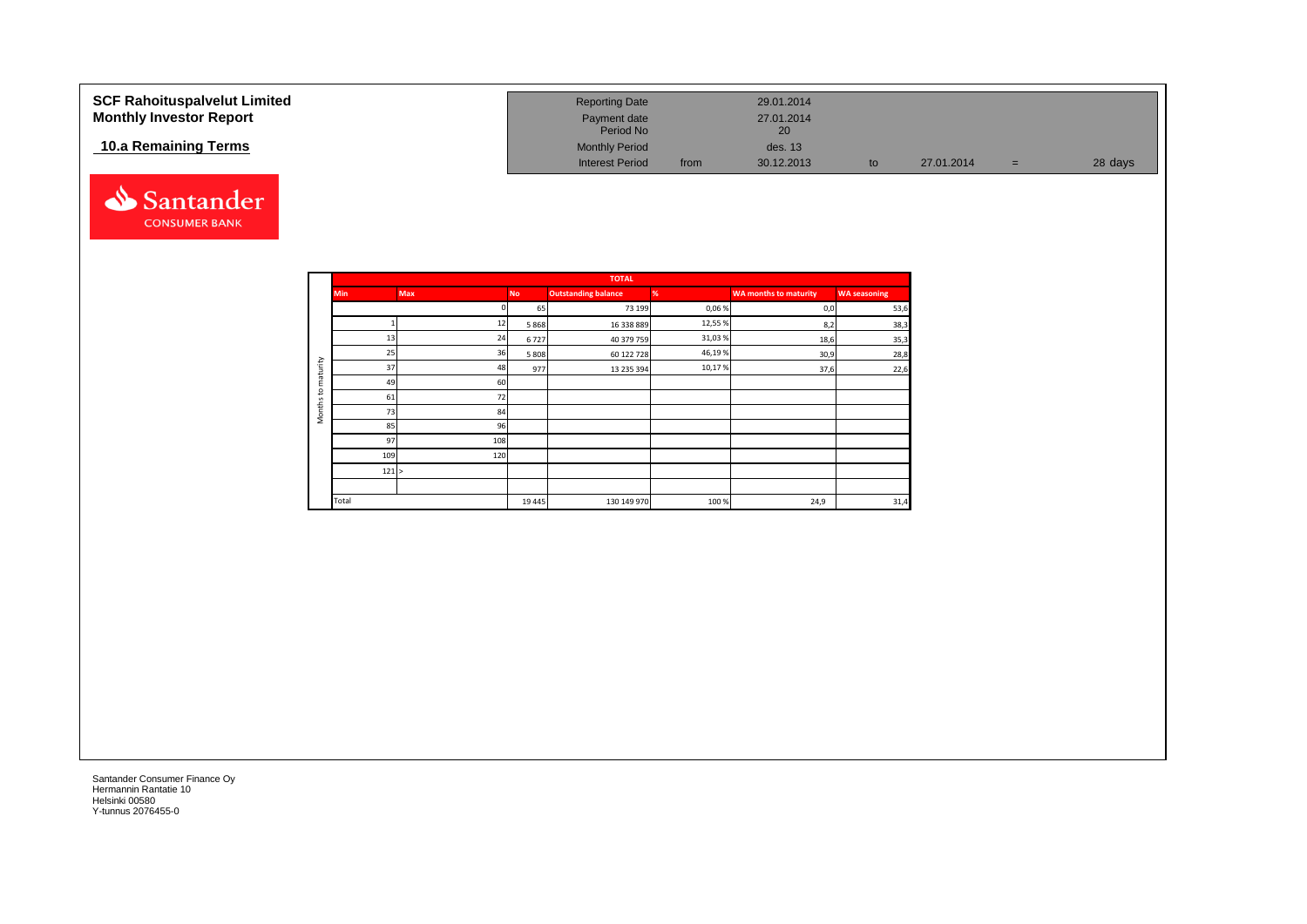**SCF Rahoituspalvelut Limited**
**Monthly Investor Report**

## 10.a Remaining Terms

| | | | | | |
|---|---|---|---|---|---|
| Reporting Date | | 29.01.2014 | | | |
| Payment date | | 27.01.2014 | | | |
| Period No | | 20 | | | |
| Monthly Period | | des. 13 | | | |
| Interest Period | from | 30.12.2013 | to | 27.01.2014 | = 28 days |

Santander CONSUMER BANK

| | TOTAL | | | | | | |
|---|---|---|---|---|---|---|---|
| **Months to maturity** | **Min** | **Max** | **No** | **Outstanding balance** | **%** | **WA months to maturity** | **WA seasoning** |
| | | 0 | 65 | 73 199 | 0,06 % | 0,0 | 53,6 |
| | 1 | 12 | 5 868 | 16 338 889 | 12,55 % | 8,2 | 38,3 |
| | 13 | 24 | 6 727 | 40 379 759 | 31,03 % | 18,6 | 35,3 |
| | 25 | 36 | 5 808 | 60 122 728 | 46,19 % | 30,9 | 28,8 |
| | 37 | 48 | 977 | 13 235 394 | 10,17 % | 37,6 | 22,6 |
| | 49 | 60 | | | | | |
| | 61 | 72 | | | | | |
| | 73 | 84 | | | | | |
| | 85 | 96 | | | | | |
| | 97 | 108 | | | | | |
| | 109 | 120 | | | | | |
| | 121 | > | | | | | |
| | | | | | | | |
| | Total | | 19 445 | 130 149 970 | 100 % | 24,9 | 31,4 |

Santander Consumer Finance Oy
Hermannin Rantatie 10
Helsinki 00580
Y-tunnus 2076455-0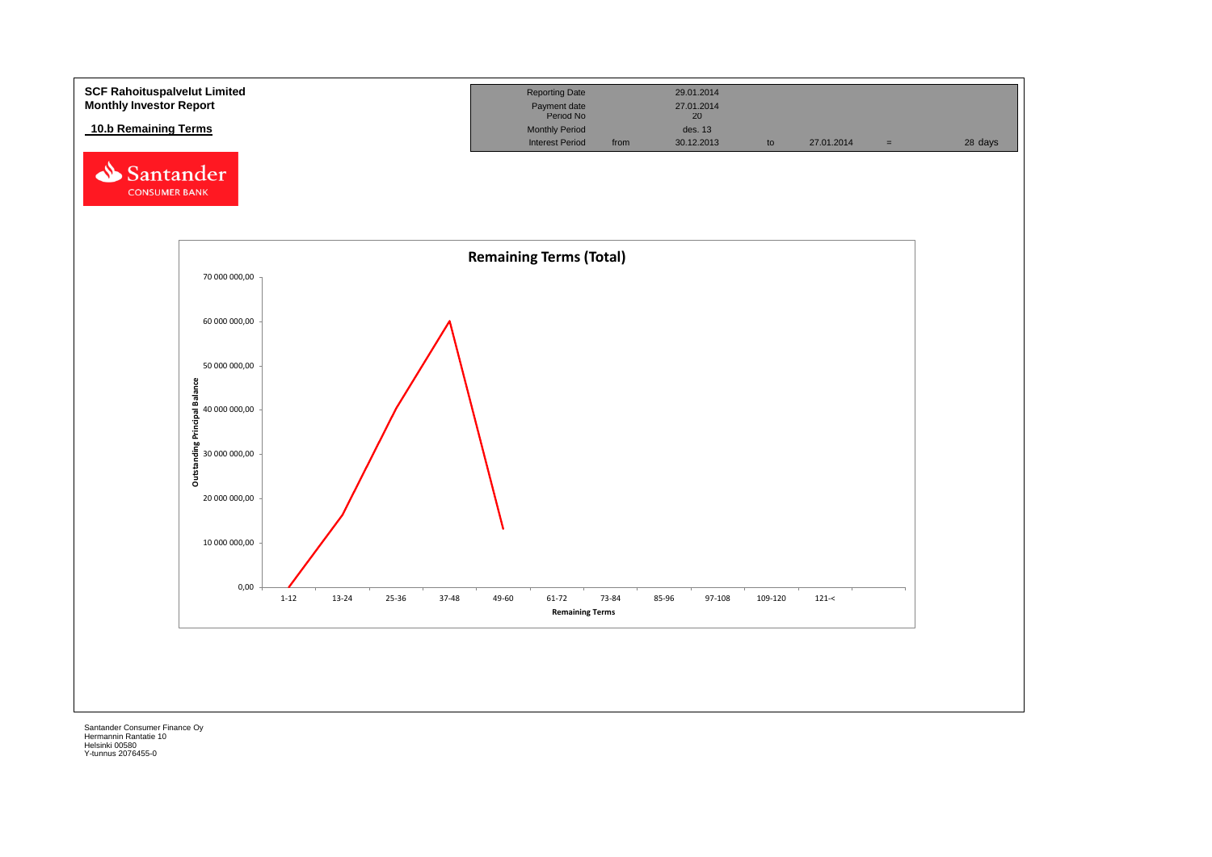**SCF Rahoituspalvelut Limited**
**Monthly Investor Report**

## 10.b Remaining Terms

| Reporting Date | | 29.01.2014 | | | | |
|---|---|---|---|---|---|---|
| Payment date | | 27.01.2014 | | | | |
| Period No | | 20 | | | | |
| Monthly Period | | des. 13 | | | | |
| Interest Period | from | 30.12.2013 | to | 27.01.2014 | = | 28 days |

**Remaining Terms (Total)**

Y-axis: Outstanding Principal Balance (0,00 – 70 000 000,00)

X-axis: Remaining Terms (1-12, 13-24, 25-36, 37-48, 49-60, 61-72, 73-84, 85-96, 97-108, 109-120, 121-<)

Santander Consumer Finance Oy
Hermannin Rantatie 10
Helsinki 00580
Y-tunnus 2076455-0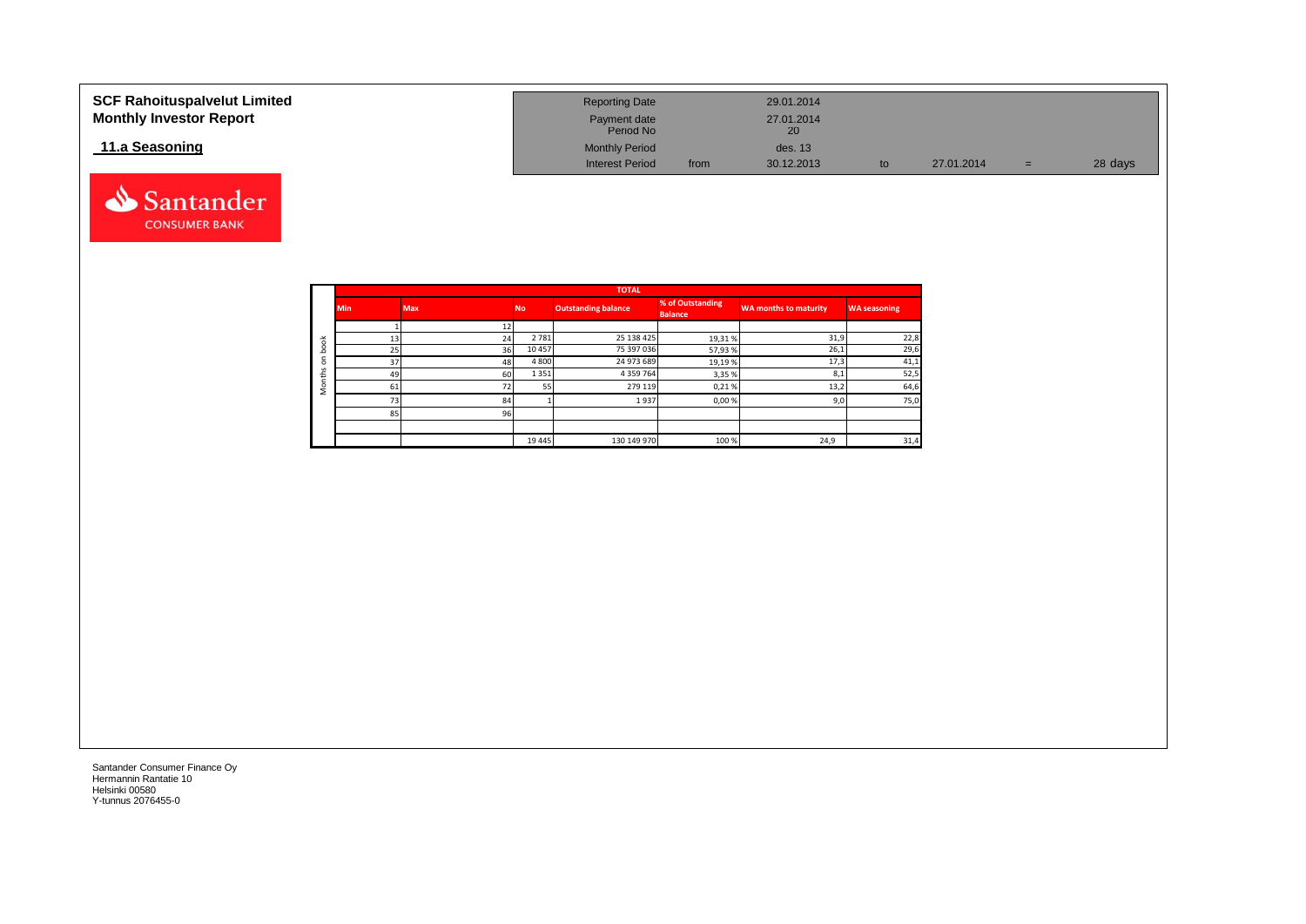# SCF Rahoituspalvelut Limited
# Monthly Investor Report

## 11.a Seasoning

| Reporting Date | | 29.01.2014 | | | | |
|---|---|---|---|---|---|---|
| Payment date | | 27.01.2014 | | | | |
| Period No | | 20 | | | | |
| Monthly Period | | des. 13 | | | | |
| Interest Period | from | 30.12.2013 | to | 27.01.2014 | = | 28 days |

| | TOTAL | | | | | | |
|---|---|---|---|---|---|---|---|
| | Min | Max | No | Outstanding balance | % of Outstanding Balance | WA months to maturity | WA seasoning |
| Months on book | 1 | 12 | | | | | |
| | 13 | 24 | 2 781 | 25 138 425 | 19,31 % | 31,9 | 22,8 |
| | 25 | 36 | 10 457 | 75 397 036 | 57,93 % | 26,1 | 29,6 |
| | 37 | 48 | 4 800 | 24 973 689 | 19,19 % | 17,3 | 41,1 |
| | 49 | 60 | 1 351 | 4 359 764 | 3,35 % | 8,1 | 52,5 |
| | 61 | 72 | 55 | 279 119 | 0,21 % | 13,2 | 64,6 |
| | 73 | 84 | 1 | 1 937 | 0,00 % | 9,0 | 75,0 |
| | 85 | 96 | | | | | |
| | | | | | | | |
| | | | 19 445 | 130 149 970 | 100 % | 24,9 | 31,4 |

Santander Consumer Finance Oy
Hermannin Rantatie 10
Helsinki 00580
Y-tunnus 2076455-0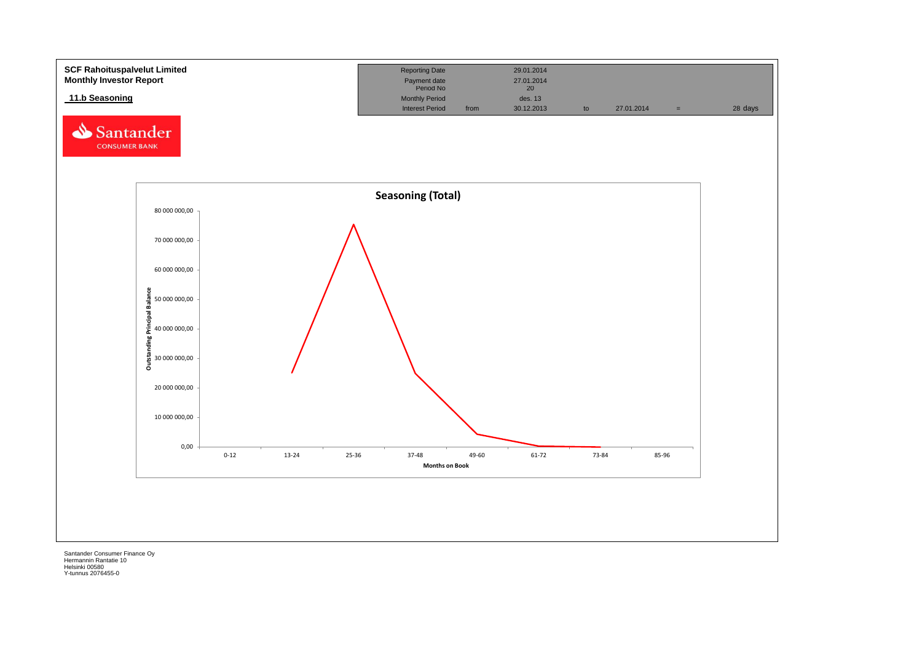**SCF Rahoituspalvelut Limited**
**Monthly Investor Report**

**11.b Seasoning**

| | | | | | | |
|---|---|---|---|---|---|---|
| Reporting Date | | 29.01.2014 | | | | |
| Payment date | | 27.01.2014 | | | | |
| Period No | | 20 | | | | |
| Monthly Period | | des. 13 | | | | |
| Interest Period | from | 30.12.2013 | to | 27.01.2014 | = | 28 days |

Santander CONSUMER BANK

**Seasoning (Total)**

Outstanding Principal Balance: 80 000 000,00; 70 000 000,00; 60 000 000,00; 50 000 000,00; 40 000 000,00; 30 000 000,00; 20 000 000,00; 10 000 000,00; 0,00

Months on Book: 0-12; 13-24; 25-36; 37-48; 49-60; 61-72; 73-84; 85-96

Santander Consumer Finance Oy
Hermannin Rantatie 10
Helsinki 00580
Y-tunnus 2076455-0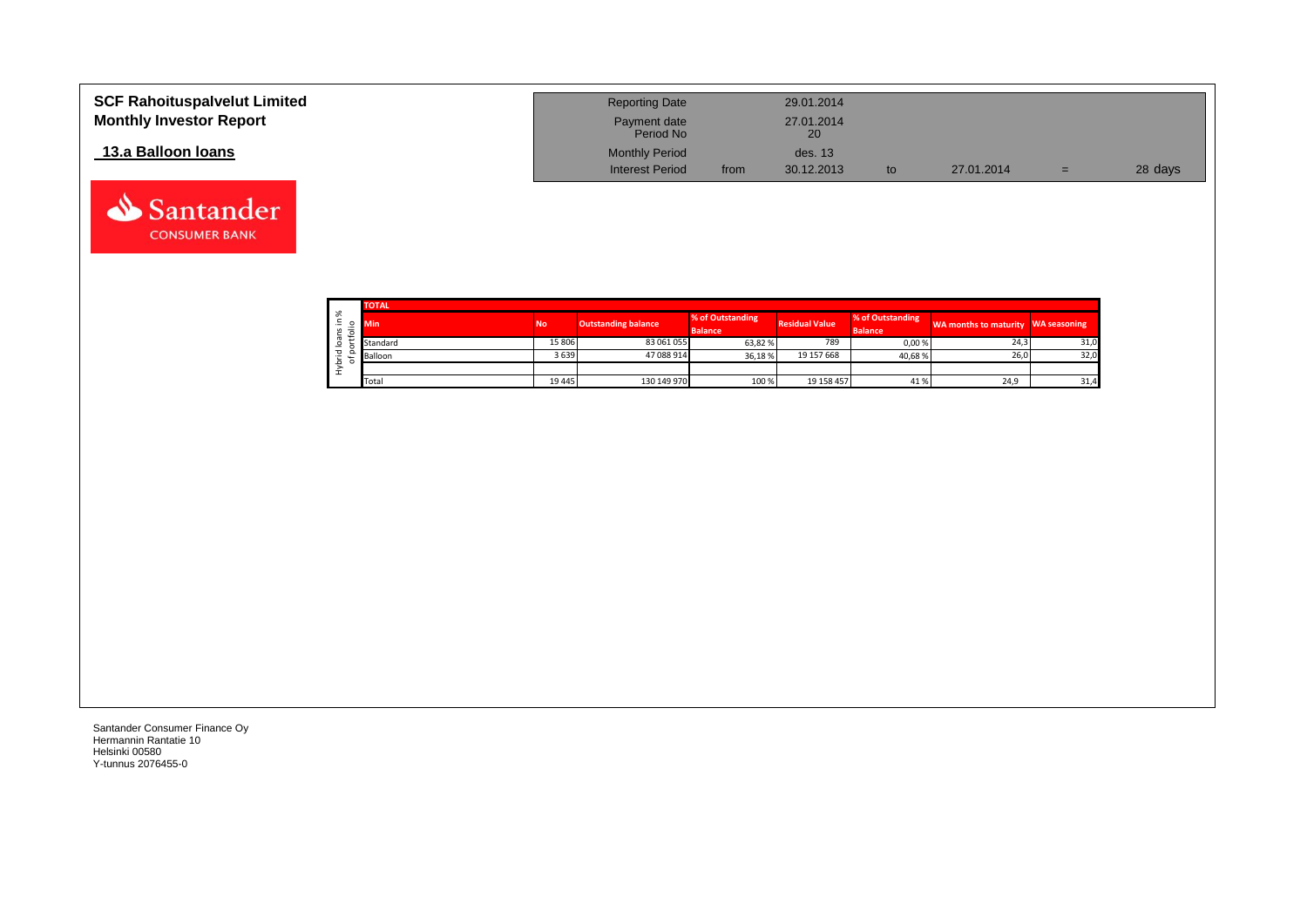# SCF Rahoituspalvelut Limited
## Monthly Investor Report

### 13.a Balloon loans

| Reporting Date | | 29.01.2014 | | | | |
|---|---|---|---|---|---|---|
| Payment date | | 27.01.2014 | | | | |
| Period No | | 20 | | | | |
| Monthly Period | | des. 13 | | | | |
| Interest Period | from | 30.12.2013 | to | 27.01.2014 | = | 28 days |

Hybrid loans in % of portfolio

| TOTAL | | | | | | | |
|---|---|---|---|---|---|---|---|
| Min | No | Outstanding balance | % of Outstanding Balance | Residual Value | % of Outstanding Balance | WA months to maturity | WA seasoning |
| Standard | 15 806 | 83 061 055 | 63,82 % | 789 | 0,00 % | 24,3 | 31,0 |
| Balloon | 3 639 | 47 088 914 | 36,18 % | 19 157 668 | 40,68 % | 26,0 | 32,0 |
| | | | | | | | |
| Total | 19 445 | 130 149 970 | 100 % | 19 158 457 | 41 % | 24,9 | 31,4 |

Santander Consumer Finance Oy
Hermannin Rantatie 10
Helsinki 00580
Y-tunnus 2076455-0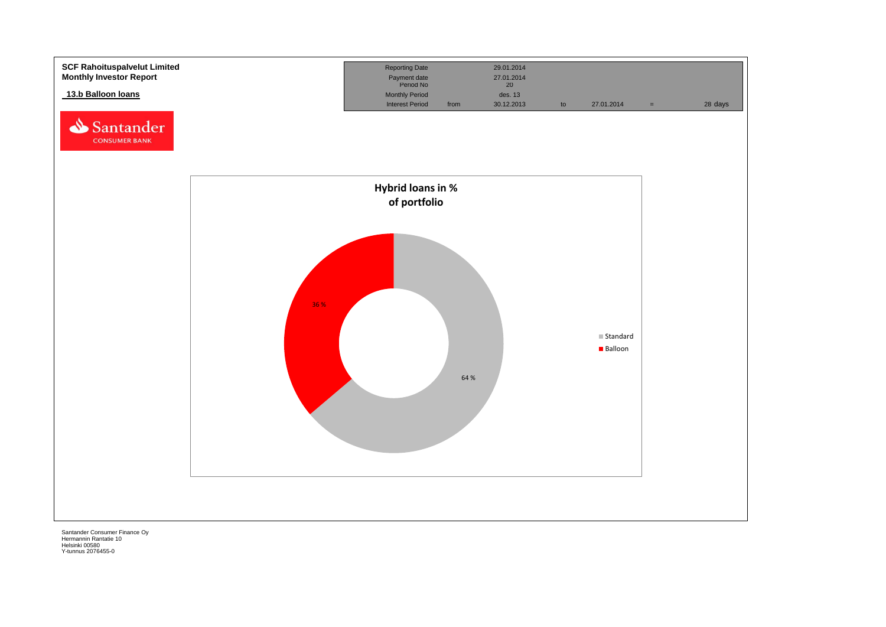**SCF Rahoituspalvelut Limited**
**Monthly Investor Report**

**13.b Balloon loans**

| Reporting Date | | 29.01.2014 | | | | |
|---|---|---|---|---|---|---|
| Payment date | | 27.01.2014 | | | | |
| Period No | | 20 | | | | |
| Monthly Period | | des. 13 | | | | |
| Interest Period | from | 30.12.2013 | to | 27.01.2014 | = | 28 days |

**Hybrid loans in % of portfolio**

| | % |
|---|---|
| Standard | 64 % |
| Balloon | 35 % |

Santander Consumer Finance Oy
Hermannin Rantatie 10
Helsinki 00580
Y-tunnus 2076455-0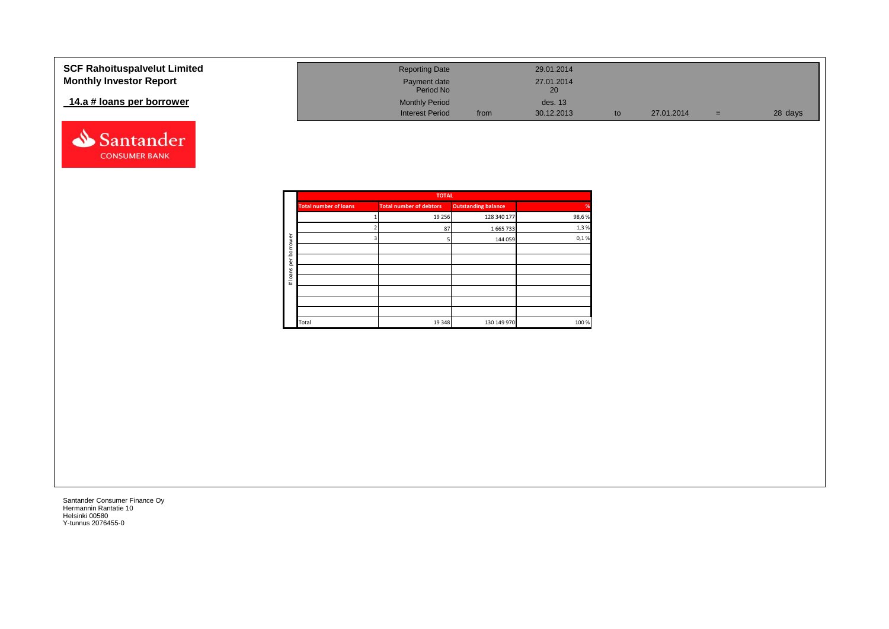**SCF Rahoituspalvelut Limited**
**Monthly Investor Report**

## 14.a # loans per borrower

| | | | | | | |
|---|---|---|---|---|---|---|
| Reporting Date | | 29.01.2014 | | | | |
| Payment date | | 27.01.2014 | | | | |
| Period No | | 20 | | | | |
| Monthly Period | | des. 13 | | | | |
| Interest Period | from | 30.12.2013 | to | 27.01.2014 | = | 28 days |

# loans per borrower

| TOTAL | | | |
|---|---|---|---|
| **Total number of loans** | **Total number of debtors** | **Outstanding balance** | **%** |
| 1 | 19 256 | 128 340 177 | 98,6 % |
| 2 | 87 | 1 665 733 | 1,3 % |
| 3 | 5 | 144 059 | 0,1 % |
| | | | |
| | | | |
| | | | |
| | | | |
| | | | |
| | | | |
| | | | |
| Total | 19 348 | 130 149 970 | 100 % |

Santander Consumer Finance Oy
Hermannin Rantatie 10
Helsinki 00580
Y-tunnus 2076455-0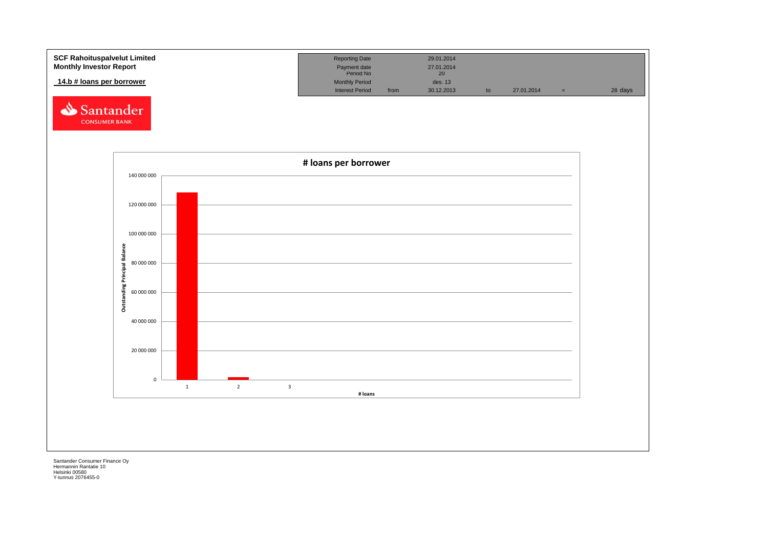**SCF Rahoituspalvelut Limited**
**Monthly Investor Report**

**14.b # loans per borrower**

| Reporting Date | | 29.01.2014 | | | | |
|---|---|---|---|---|---|---|
| Payment date | | 27.01.2014 | | | | |
| Period No | | 20 | | | | |
| Monthly Period | | des. 13 | | | | |
| Interest Period | from | 30.12.2013 | to | 27.01.2014 | = | 28 days |

**# loans per borrower**

Outstanding Principal Balance

| # loans | Outstanding Principal Balance (approx.) |
|---|---|
| 1 | ~128 000 000 |
| 2 | ~1 800 000 |
| 3 | ~0 |

Santander Consumer Finance Oy
Hermannin Rantatie 10
Helsinki 00580
Y-tunnus 2076455-0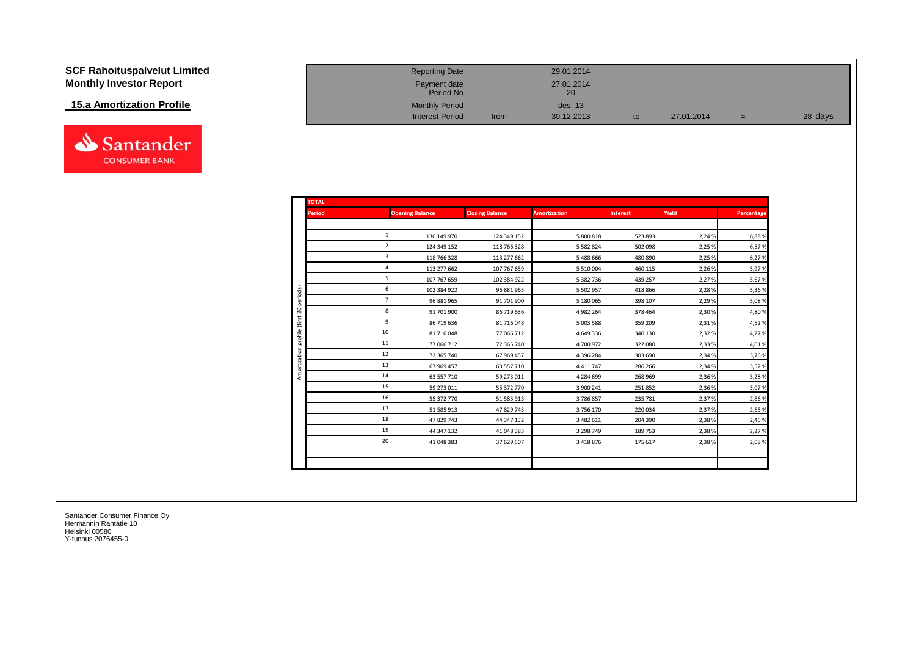**SCF Rahoituspalvelut Limited**
**Monthly Investor Report**

## 15.a Amortization Profile

| | | | | | | |
|---|---|---|---|---|---|---|
| Reporting Date | | 29.01.2014 | | | | |
| Payment date | | 27.01.2014 | | | | |
| Period No | | 20 | | | | |
| Monthly Period | | des. 13 | | | | |
| Interest Period | from | 30.12.2013 | to | 27.01.2014 | = | 28 days |

Amortization profile (first 20 periods)

| TOTAL | | | | | | |
|---|---|---|---|---|---|---|
| **Period** | **Opening Balance** | **Closing Balance** | **Amortization** | **Interest** | **Yield** | **Percentage** |
| 1 | 130 149 970 | 124 349 152 | 5 800 818 | 523 893 | 2,24 % | 6,88 % |
| 2 | 124 349 152 | 118 766 328 | 5 582 824 | 502 098 | 2,25 % | 6,57 % |
| 3 | 118 766 328 | 113 277 662 | 5 488 666 | 480 890 | 2,25 % | 6,27 % |
| 4 | 113 277 662 | 107 767 659 | 5 510 004 | 460 115 | 2,26 % | 5,97 % |
| 5 | 107 767 659 | 102 384 922 | 5 382 736 | 439 257 | 2,27 % | 5,67 % |
| 6 | 102 384 922 | 96 881 965 | 5 502 957 | 418 866 | 2,28 % | 5,36 % |
| 7 | 96 881 965 | 91 701 900 | 5 180 065 | 398 107 | 2,29 % | 5,08 % |
| 8 | 91 701 900 | 86 719 636 | 4 982 264 | 378 464 | 2,30 % | 4,80 % |
| 9 | 86 719 636 | 81 716 048 | 5 003 588 | 359 209 | 2,31 % | 4,52 % |
| 10 | 81 716 048 | 77 066 712 | 4 649 336 | 340 130 | 2,32 % | 4,27 % |
| 11 | 77 066 712 | 72 365 740 | 4 700 972 | 322 080 | 2,33 % | 4,01 % |
| 12 | 72 365 740 | 67 969 457 | 4 396 284 | 303 690 | 2,34 % | 3,76 % |
| 13 | 67 969 457 | 63 557 710 | 4 411 747 | 286 266 | 2,34 % | 3,52 % |
| 14 | 63 557 710 | 59 273 011 | 4 284 699 | 268 969 | 2,36 % | 3,28 % |
| 15 | 59 273 011 | 55 372 770 | 3 900 241 | 251 852 | 2,36 % | 3,07 % |
| 16 | 55 372 770 | 51 585 913 | 3 786 857 | 235 781 | 2,37 % | 2,86 % |
| 17 | 51 585 913 | 47 829 743 | 3 756 170 | 220 034 | 2,37 % | 2,65 % |
| 18 | 47 829 743 | 44 347 132 | 3 482 611 | 204 390 | 2,38 % | 2,45 % |
| 19 | 44 347 132 | 41 048 383 | 3 298 749 | 189 753 | 2,38 % | 2,27 % |
| 20 | 41 048 383 | 37 629 507 | 3 418 876 | 175 617 | 2,38 % | 2,08 % |

Santander Consumer Finance Oy
Hermannin Rantatie 10
Helsinki 00580
Y-tunnus 2076455-0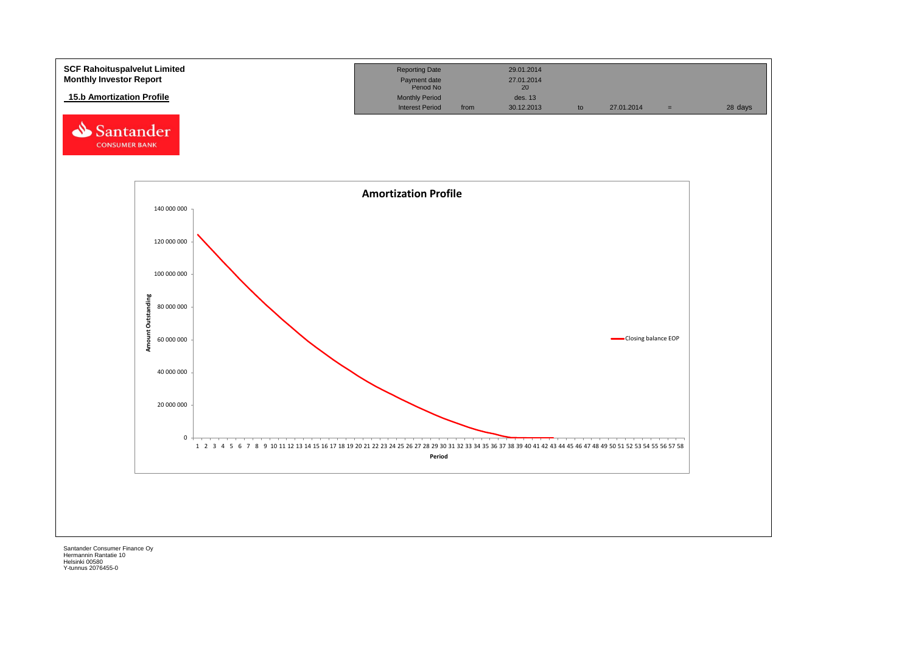**SCF Rahoituspalvelut Limited**
**Monthly Investor Report**

**15.b Amortization Profile**

| | | | | | | |
|---|---|---|---|---|---|---|
| Reporting Date | | 29.01.2014 | | | | |
| Payment date | | 27.01.2014 | | | | |
| Period No | | 20 | | | | |
| Monthly Period | | des. 13 | | | | |
| Interest Period | from | 30.12.2013 | to | 27.01.2014 | = | 28 days |

**Amortization Profile**

Amount Outstanding: 0, 20 000 000, 40 000 000, 60 000 000, 80 000 000, 100 000 000, 120 000 000, 140 000 000

Period: 1 2 3 4 5 6 7 8 9 10 11 12 13 14 15 16 17 18 19 20 21 22 23 24 25 26 27 28 29 30 31 32 33 34 35 36 37 38 39 40 41 42 43 44 45 46 47 48 49 50 51 52 53 54 55 56 57 58

Closing balance EOP

Santander Consumer Finance Oy
Hermannin Rantatie 10
Helsinki 00580
Y-tunnus 2076455-0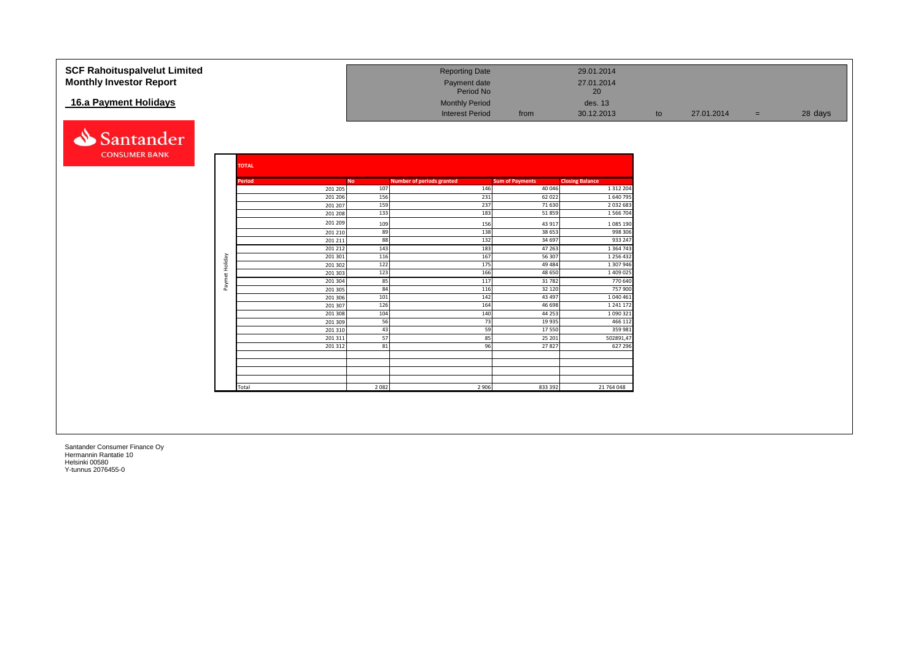# SCF Rahoituspalvelut Limited
## Monthly Investor Report

### 16.a Payment Holidays

| | | | | | | | |
|---|---|---|---|---|---|---|---|
| Reporting Date | | 29.01.2014 | | | | | |
| Payment date | | 27.01.2014 | | | | | |
| Period No | | 20 | | | | | |
| Monthly Period | | des. 13 | | | | | |
| Interest Period | from | 30.12.2013 | to | 27.01.2014 | = | 28 days | |

**TOTAL**

| | Period | No | Number of periods granted | Sum of Payments | Closing Balance |
|---|---|---|---|---|---|
| Paymet Holiday | 201 205 | 107 | 146 | 40 046 | 1 312 204 |
| | 201 206 | 156 | 231 | 62 022 | 1 640 795 |
| | 201 207 | 159 | 237 | 71 630 | 2 032 683 |
| | 201 208 | 133 | 183 | 51 859 | 1 566 704 |
| | 201 209 | 109 | 156 | 43 917 | 1 085 190 |
| | 201 210 | 89 | 138 | 38 653 | 998 306 |
| | 201 211 | 88 | 132 | 34 697 | 933 247 |
| | 201 212 | 143 | 183 | 47 263 | 1 364 743 |
| | 201 301 | 116 | 167 | 56 307 | 1 256 432 |
| | 201 302 | 122 | 175 | 49 484 | 1 307 946 |
| | 201 303 | 123 | 166 | 48 650 | 1 409 025 |
| | 201 304 | 85 | 117 | 31 782 | 770 640 |
| | 201 305 | 84 | 116 | 32 120 | 757 900 |
| | 201 306 | 101 | 142 | 43 497 | 1 040 461 |
| | 201 307 | 126 | 164 | 46 698 | 1 241 172 |
| | 201 308 | 104 | 140 | 44 253 | 1 090 321 |
| | 201 309 | 56 | 73 | 19 935 | 466 112 |
| | 201 310 | 43 | 59 | 17 550 | 359 981 |
| | 201 311 | 57 | 85 | 25 201 | 502891,47 |
| | 201 312 | 81 | 96 | 27 827 | 627 296 |
| | | | | | |
| | | | | | |
| | | | | | |
| | | | | | |
| | Total | 2 082 | 2 906 | 833 392 | 21 764 048 |

Santander Consumer Finance Oy
Hermannin Rantatie 10
Helsinki 00580
Y-tunnus 2076455-0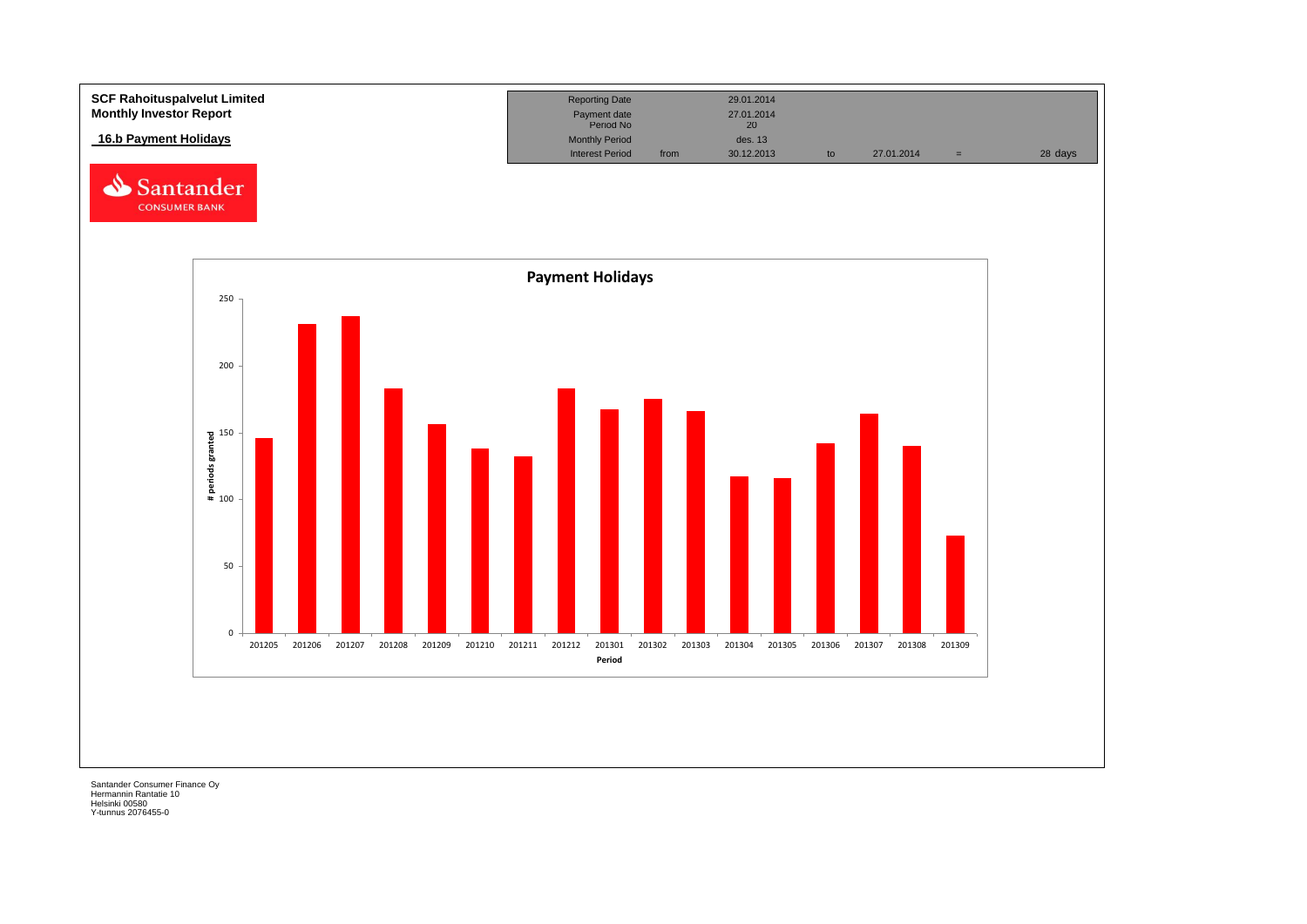**SCF Rahoituspalvelut Limited**
**Monthly Investor Report**

**16.b Payment Holidays**

| Reporting Date | | 29.01.2014 | | | | |
|---|---|---|---|---|---|---|
| Payment date | | 27.01.2014 | | | | |
| Period No | | 20 | | | | |
| Monthly Period | | des. 13 | | | | |
| Interest Period | from | 30.12.2013 | to | 27.01.2014 | = | 28 days |

**Payment Holidays**

| Period | # periods granted |
|---|---|
| 201205 | 146 |
| 201206 | 231 |
| 201207 | 237 |
| 201208 | 183 |
| 201209 | 156 |
| 201210 | 138 |
| 201211 | 132 |
| 201212 | 183 |
| 201301 | 167 |
| 201302 | 175 |
| 201303 | 166 |
| 201304 | 117 |
| 201305 | 116 |
| 201306 | 142 |
| 201307 | 164 |
| 201308 | 140 |
| 201309 | 73 |

Santander Consumer Finance Oy
Hermannin Rantatie 10
Helsinki 00580
Y-tunnus 2076455-0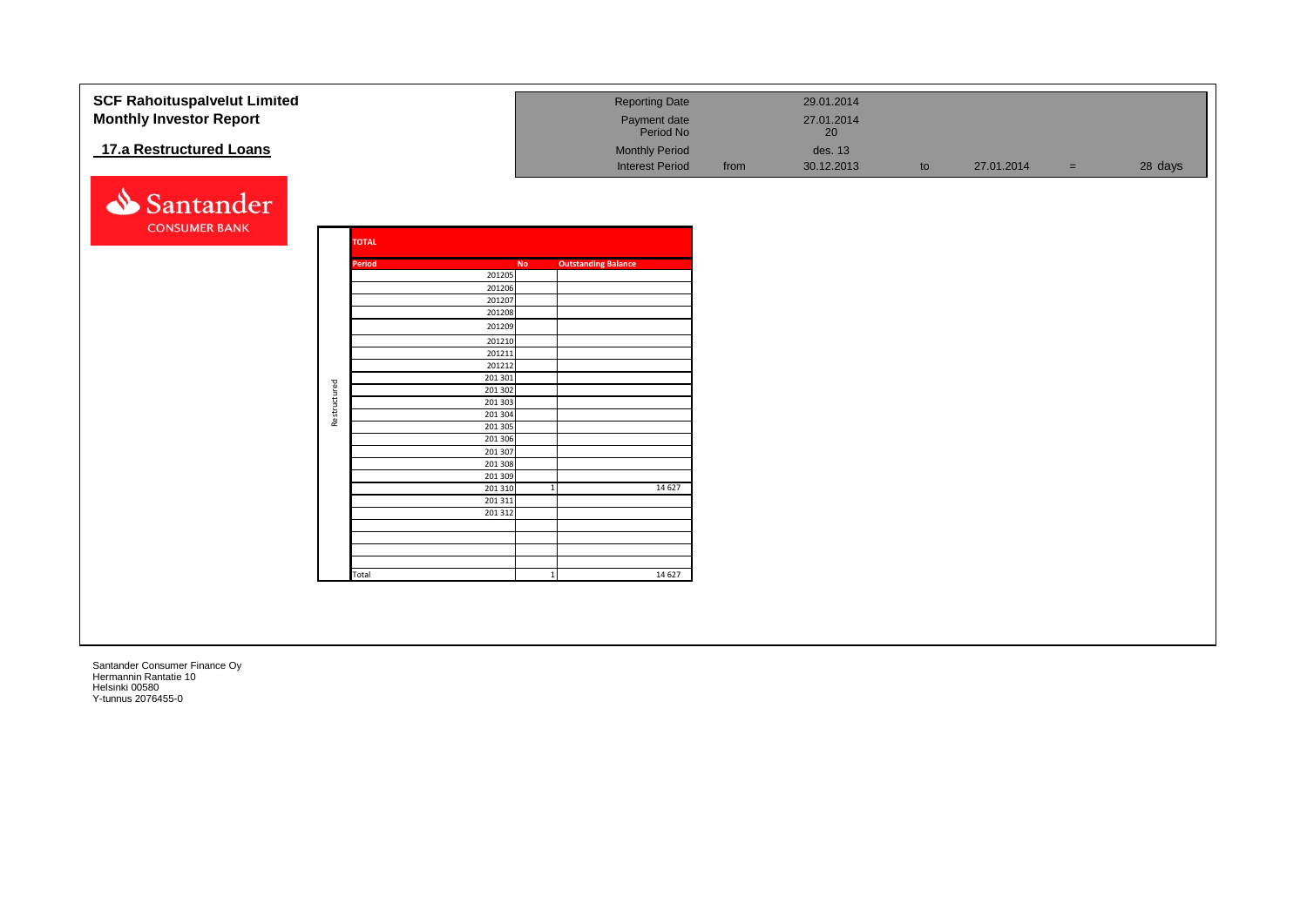**SCF Rahoituspalvelut Limited**
**Monthly Investor Report**

## 17.a Restructured Loans

| | | | | | | | |
|---|---|---|---|---|---|---|---|
| Reporting Date | | 29.01.2014 | | | | | |
| Payment date | | 27.01.2014 | | | | | |
| Period No | | 20 | | | | | |
| Monthly Period | | des. 13 | | | | | |
| Interest Period | from | 30.12.2013 | to | 27.01.2014 | = | 28 | days |

Santander CONSUMER BANK

**TOTAL**

| | Period | No | Outstanding Balance |
|---|---|---|---|
| Restructured | 201205 | | |
| | 201206 | | |
| | 201207 | | |
| | 201208 | | |
| | 201209 | | |
| | 201210 | | |
| | 201211 | | |
| | 201212 | | |
| | 201 301 | | |
| | 201 302 | | |
| | 201 303 | | |
| | 201 304 | | |
| | 201 305 | | |
| | 201 306 | | |
| | 201 307 | | |
| | 201 308 | | |
| | 201 309 | | |
| | 201 310 | 1 | 14 627 |
| | 201 311 | | |
| | 201 312 | | |
| | | | |
| | | | |
| | | | |
| | | | |
| | Total | 1 | 14 627 |

Santander Consumer Finance Oy
Hermannin Rantatie 10
Helsinki 00580
Y-tunnus 2076455-0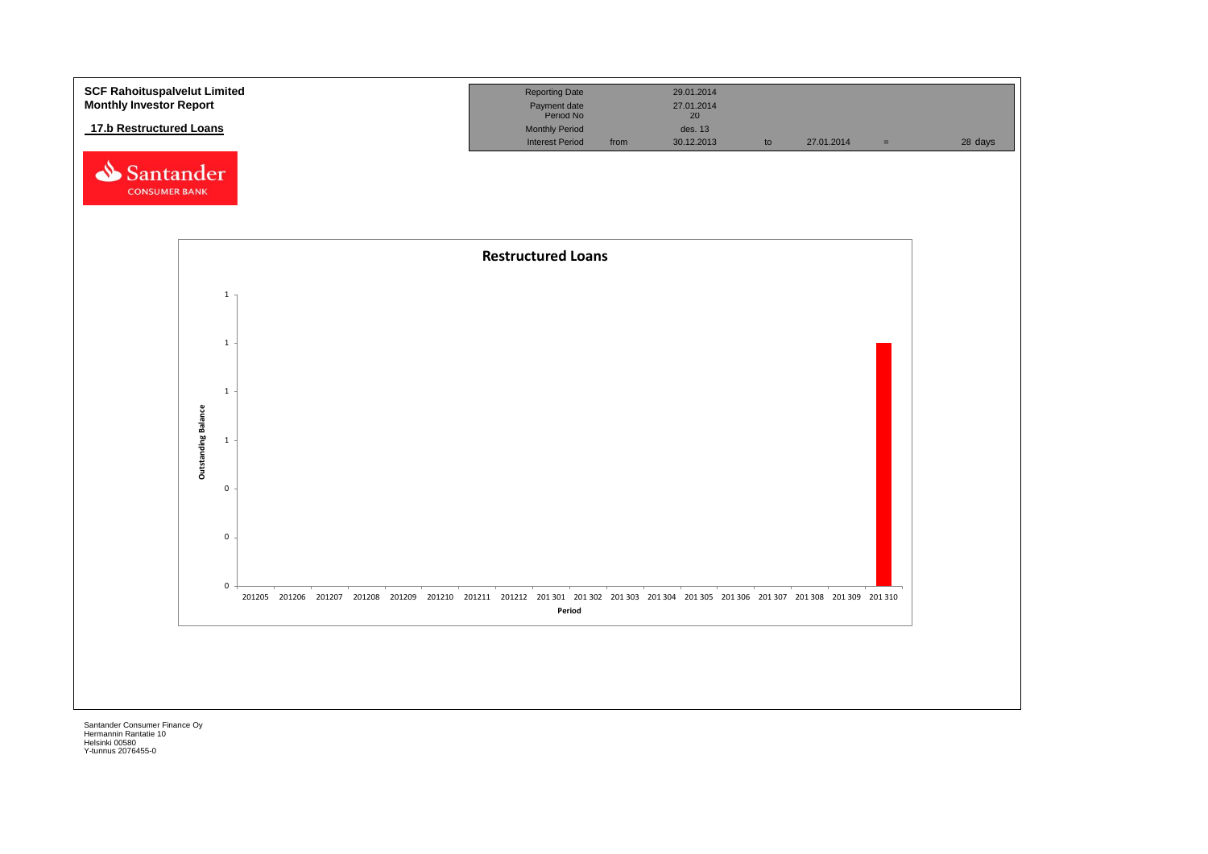**SCF Rahoituspalvelut Limited**
**Monthly Investor Report**

**17.b Restructured Loans**

| | | | | | | |
|---|---|---|---|---|---|---|
| Reporting Date | | 29.01.2014 | | | | |
| Payment date | | 27.01.2014 | | | | |
| Period No | | 20 | | | | |
| Monthly Period | | des. 13 | | | | |
| Interest Period | from | 30.12.2013 | to | 27.01.2014 | = | 28 days |

**Restructured Loans**

Outstanding Balance

1
1
1
1
0
0
0

201205 201206 201207 201208 201209 201210 201211 201212 201 301 201 302 201 303 201 304 201 305 201 306 201 307 201 308 201 309 201 310

**Period**

Santander Consumer Finance Oy
Hermannin Rantatie 10
Helsinki 00580
Y-tunnus 2076455-0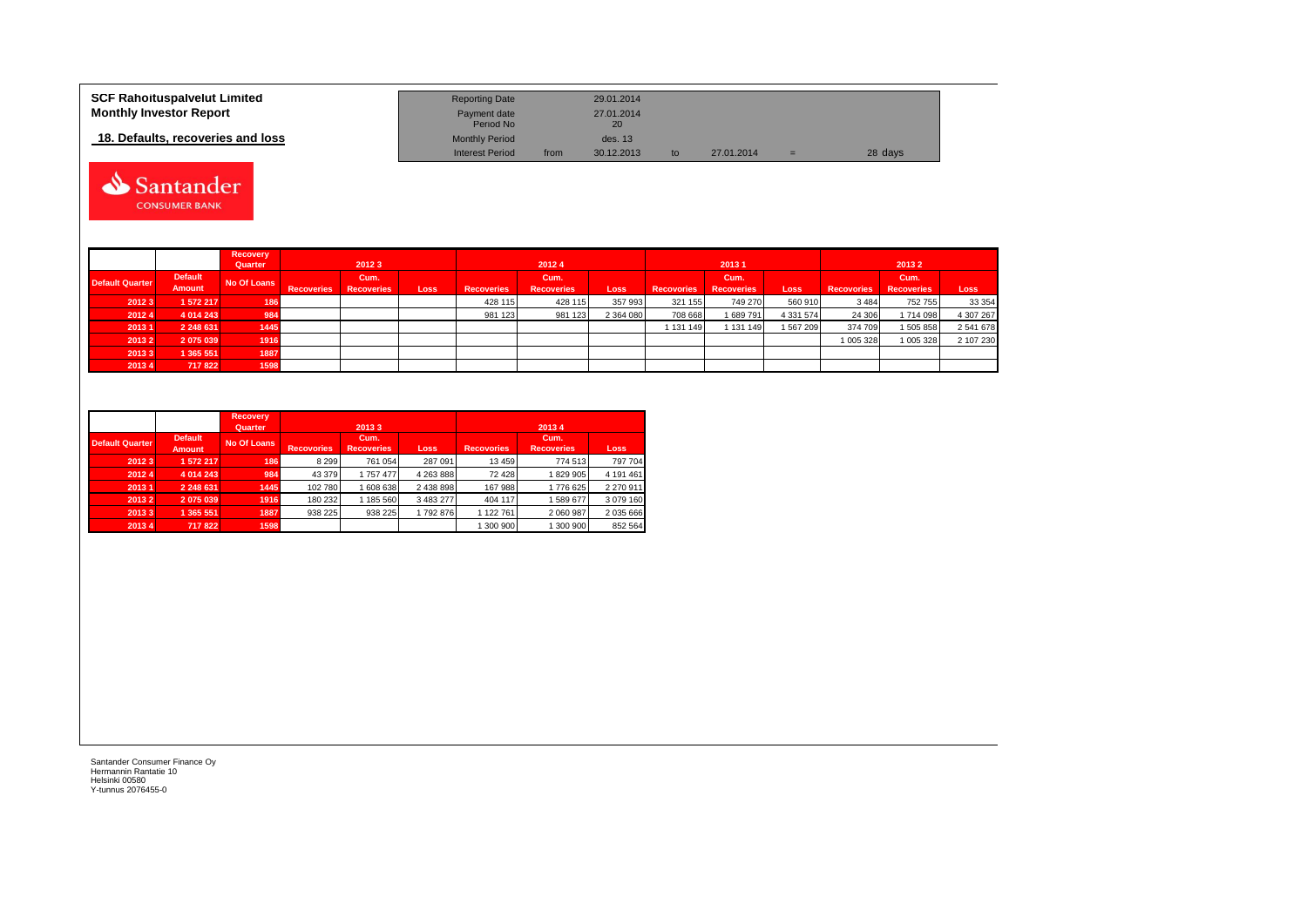**SCF Rahoituspalvelut Limited**
**Monthly Investor Report**

**18. Defaults, recoveries and loss**

| Reporting Date | | 29.01.2014 | | | | |
|---|---|---|---|---|---|---|
| Payment date | | 27.01.2014 | | | | |
| Period No | | 20 | | | | |
| Monthly Period | | des. 13 | | | | |
| Interest Period | from | 30.12.2013 | to | 27.01.2014 | = | 28 days |

Santander CONSUMER BANK

| | | Recovery Quarter | 2012 3 | | | 2012 4 | | | 2013 1 | | | 2013 2 | | |
|---|---|---|---|---|---|---|---|---|---|---|---|---|---|---|
| Default Quarter | Default Amount | No Of Loans | Recoveries | Cum. Recoveries | Loss | Recoveries | Cum. Recoveries | Loss | Recoveries | Cum. Recoveries | Loss | Recoveries | Cum. Recoveries | Loss |
| 2012 3 | 1 572 217 | 186 | | | | 428 115 | 428 115 | 357 993 | 321 155 | 749 270 | 560 910 | 3 484 | 752 755 | 33 354 |
| 2012 4 | 4 014 243 | 984 | | | | 981 123 | 981 123 | 2 364 080 | 708 668 | 1 689 791 | 4 331 574 | 24 306 | 1 714 098 | 4 307 267 |
| 2013 1 | 2 248 631 | 1445 | | | | | | | 1 131 149 | 1 131 149 | 1 567 209 | 374 709 | 1 505 858 | 2 541 678 |
| 2013 2 | 2 075 039 | 1916 | | | | | | | | | | 1 005 328 | 1 005 328 | 2 107 230 |
| 2013 3 | 1 365 551 | 1887 | | | | | | | | | | | | |
| 2013 4 | 717 822 | 1598 | | | | | | | | | | | | |

| | | Recovery Quarter | 2013 3 | | | 2013 4 | | |
|---|---|---|---|---|---|---|---|---|
| Default Quarter | Default Amount | No Of Loans | Recoveries | Cum. Recoveries | Loss | Recoveries | Cum. Recoveries | Loss |
| 2012 3 | 1 572 217 | 186 | 8 299 | 761 054 | 287 091 | 13 459 | 774 513 | 797 704 |
| 2012 4 | 4 014 243 | 984 | 43 379 | 1 757 477 | 4 263 888 | 72 428 | 1 829 905 | 4 191 461 |
| 2013 1 | 2 248 631 | 1445 | 102 780 | 1 608 638 | 2 438 898 | 167 988 | 1 776 625 | 2 270 911 |
| 2013 2 | 2 075 039 | 1916 | 180 232 | 1 185 560 | 3 483 277 | 404 117 | 1 589 677 | 3 079 160 |
| 2013 3 | 1 365 551 | 1887 | 938 225 | 938 225 | 1 792 876 | 1 122 761 | 2 060 987 | 2 035 666 |
| 2013 4 | 717 822 | 1598 | | | | 1 300 900 | 1 300 900 | 852 564 |

Santander Consumer Finance Oy
Hermannin Rantatie 10
Helsinki 00580
Y-tunnus 2076455-0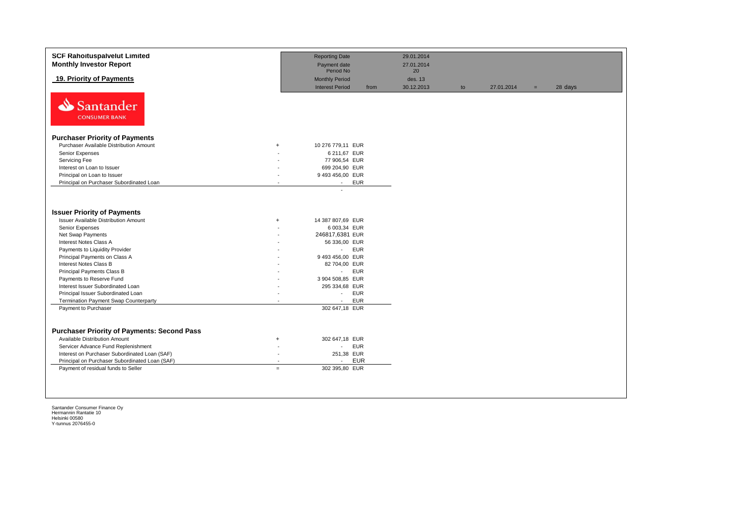**SCF Rahoituspalvelut Limited**
**Monthly Investor Report**

## 19. Priority of Payments

| | | | | | | | |
|---|---|---|---|---|---|---|---|
| Reporting Date | | 29.01.2014 | | | | | |
| Payment date | | 27.01.2014 | | | | | |
| Period No | | 20 | | | | | |
| Monthly Period | | des. 13 | | | | | |
| Interest Period | from | 30.12.2013 | to | 27.01.2014 | = | 28 days | |

Santander CONSUMER BANK

### Purchaser Priority of Payments

| | | | |
|---|---|---|---|
| Purchaser Available Distribution Amount | + | 10 276 779,11 | EUR |
| Senior Expenses | - | 6 211,67 | EUR |
| Servicing Fee | - | 77 906,54 | EUR |
| Interest on Loan to Issuer | - | 699 204,90 | EUR |
| Principal on Loan to Issuer | - | 9 493 456,00 | EUR |
| Principal on Purchaser Subordinated Loan | - | - | EUR |
| | | - | |

### Issuer Priority of Payments

| | | | |
|---|---|---|---|
| Issuer Available Distribution Amount | + | 14 387 807,69 | EUR |
| Senior Expenses | - | 6 003,34 | EUR |
| Net Swap Payments | - | 246817,6381 | EUR |
| Interest Notes Class A | - | 56 336,00 | EUR |
| Payments to Liquidity Provider | - | - | EUR |
| Principal Payments on Class A | - | 9 493 456,00 | EUR |
| Interest Notes Class B | - | 82 704,00 | EUR |
| Principal Payments Class B | - | - | EUR |
| Payments to Reserve Fund | - | 3 904 508,85 | EUR |
| Interest Issuer Subordinated Loan | - | 295 334,68 | EUR |
| Principal Issuer Subordinated Loan | - | - | EUR |
| Termination Payment Swap Counterparty | - | - | EUR |
| Payment to Purchaser | | 302 647,18 | EUR |

### Purchaser Priority of Payments: Second Pass

| | | | |
|---|---|---|---|
| Available Distribution Amount | + | 302 647,18 | EUR |
| Servicer Advance Fund Replenishment | - | - | EUR |
| Interest on Purchaser Subordinated Loan (SAF) | - | 251,38 | EUR |
| Principal on Purchaser Subordinated Loan (SAF) | - | - | EUR |
| Payment of residual funds to Seller | = | 302 395,80 | EUR |

Santander Consumer Finance Oy
Hermannin Rantatie 10
Helsinki 00580
Y-tunnus 2076455-0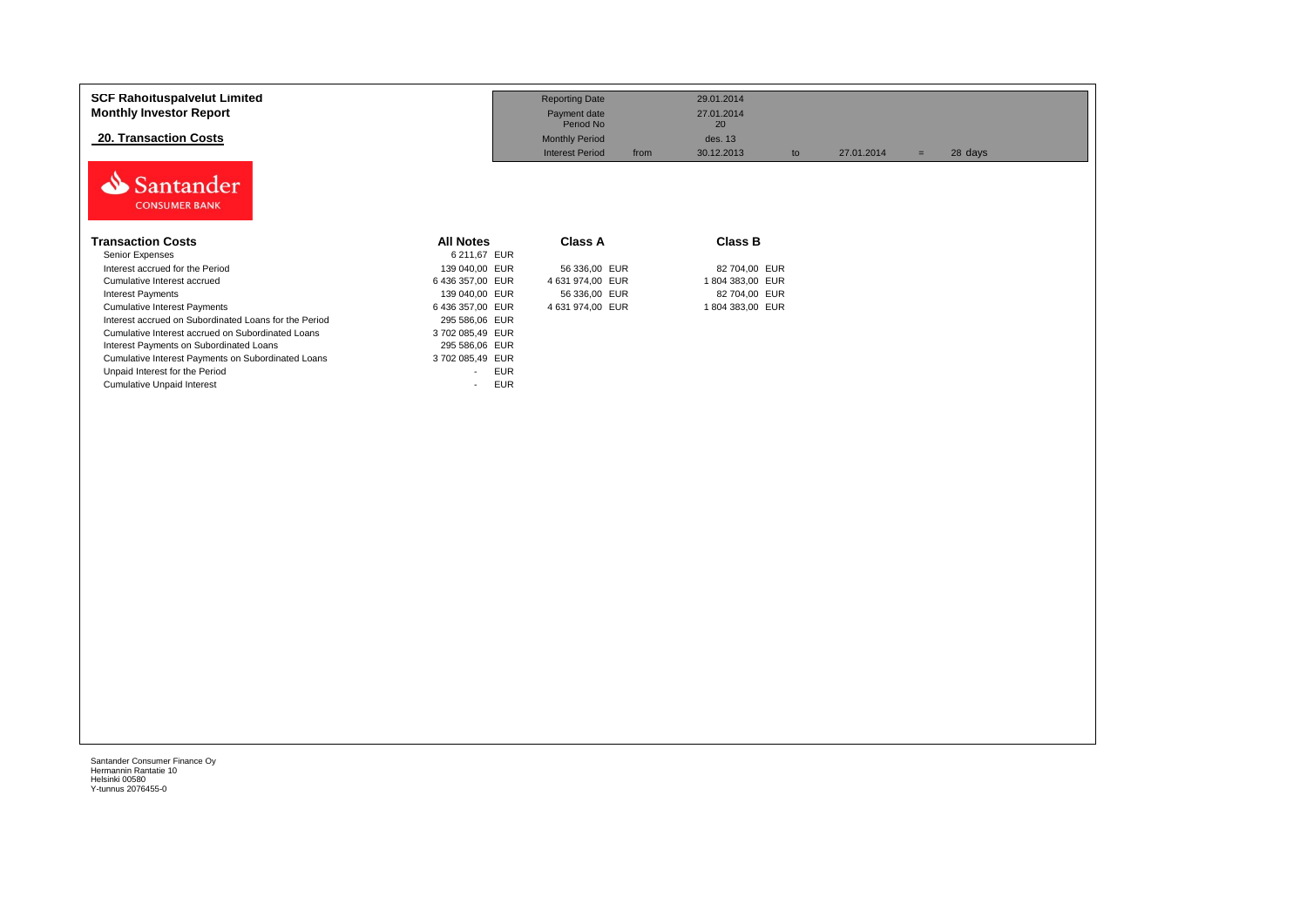**SCF Rahoituspalvelut Limited**
**Monthly Investor Report**

## 20. Transaction Costs

| | | | | | | | |
|---|---|---|---|---|---|---|---|
| Reporting Date | | 29.01.2014 | | | | | |
| Payment date | | 27.01.2014 | | | | | |
| Period No | | 20 | | | | | |
| Monthly Period | | des. 13 | | | | | |
| Interest Period | from | 30.12.2013 | to | 27.01.2014 | = | 28 | days |

Santander CONSUMER BANK

| Transaction Costs | All Notes | Class A | Class B |
|---|---|---|---|
| Senior Expenses | 6 211,67 EUR | | |
| Interest accrued for the Period | 139 040,00 EUR | 56 336,00 EUR | 82 704,00 EUR |
| Cumulative Interest accrued | 6 436 357,00 EUR | 4 631 974,00 EUR | 1 804 383,00 EUR |
| Interest Payments | 139 040,00 EUR | 56 336,00 EUR | 82 704,00 EUR |
| Cumulative Interest Payments | 6 436 357,00 EUR | 4 631 974,00 EUR | 1 804 383,00 EUR |
| Interest accrued on Subordinated Loans for the Period | 295 586,06 EUR | | |
| Cumulative Interest accrued on Subordinated Loans | 3 702 085,49 EUR | | |
| Interest Payments on Subordinated Loans | 295 586,06 EUR | | |
| Cumulative Interest Payments on Subordinated Loans | 3 702 085,49 EUR | | |
| Unpaid Interest for the Period | - EUR | | |
| Cumulative Unpaid Interest | - EUR | | |

Santander Consumer Finance Oy
Hermannin Rantatie 10
Helsinki 00580
Y-tunnus 2076455-0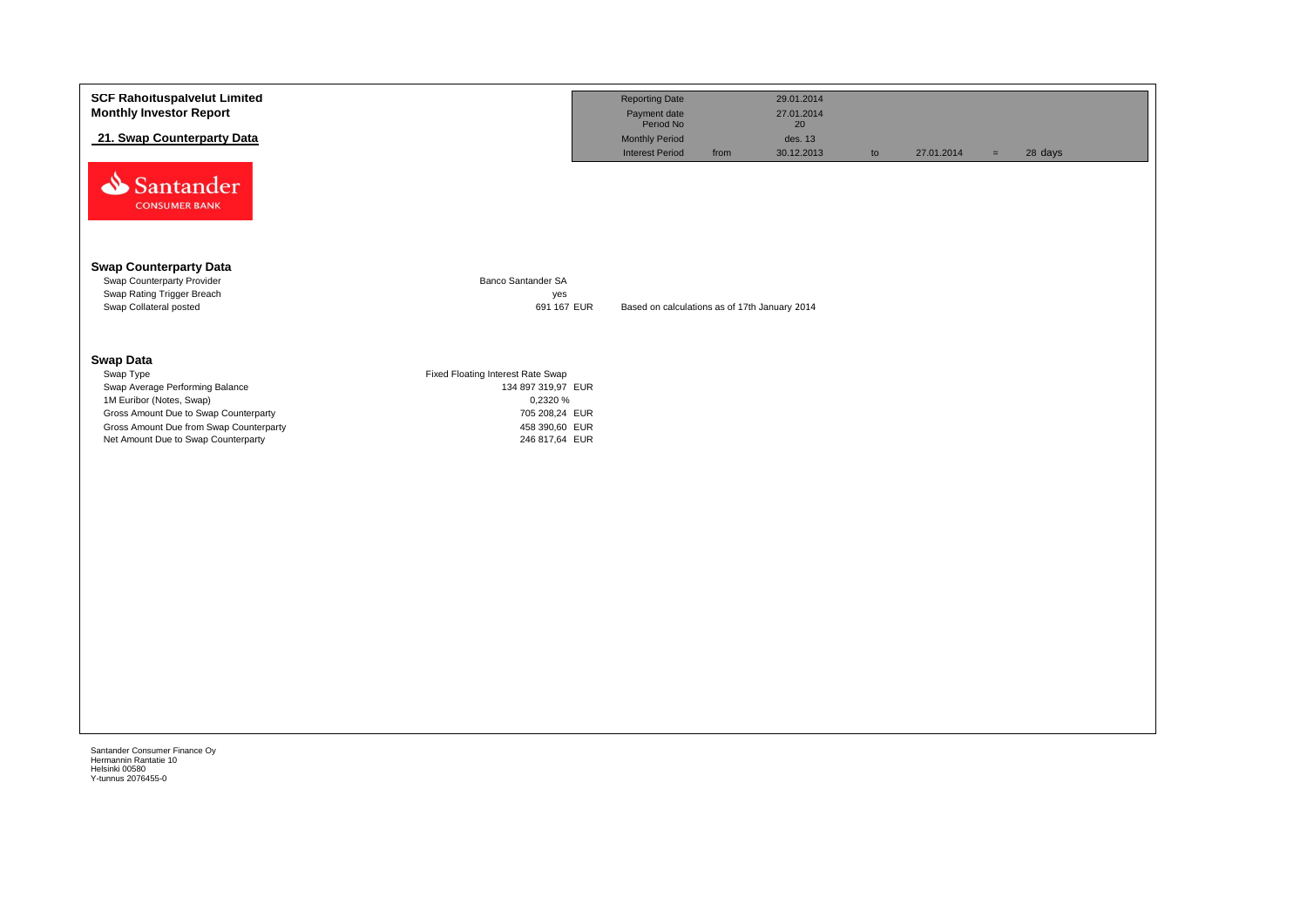**SCF Rahoituspalvelut Limited**
**Monthly Investor Report**

**21. Swap Counterparty Data**

| | | | | | | |
|---|---|---|---|---|---|---|
| Reporting Date | | 29.01.2014 | | | | |
| Payment date | | 27.01.2014 | | | | |
| Period No | | 20 | | | | |
| Monthly Period | | des. 13 | | | | |
| Interest Period | from | 30.12.2013 | to | 27.01.2014 | = | 28 days |

## Swap Counterparty Data

| | | |
|---|---|---|
| Swap Counterparty Provider | Banco Santander SA | |
| Swap Rating Trigger Breach | yes | |
| Swap Collateral posted | 691 167 EUR | Based on calculations as of 17th January 2014 |

## Swap Data

| | |
|---|---|
| Swap Type | Fixed Floating Interest Rate Swap |
| Swap Average Performing Balance | 134 897 319,97 EUR |
| 1M Euribor (Notes, Swap) | 0,2320 % |
| Gross Amount Due to Swap Counterparty | 705 208,24 EUR |
| Gross Amount Due from Swap Counterparty | 458 390,60 EUR |
| Net Amount Due to Swap Counterparty | 246 817,64 EUR |

Santander Consumer Finance Oy
Hermannin Rantatie 10
Helsinki 00580
Y-tunnus 2076455-0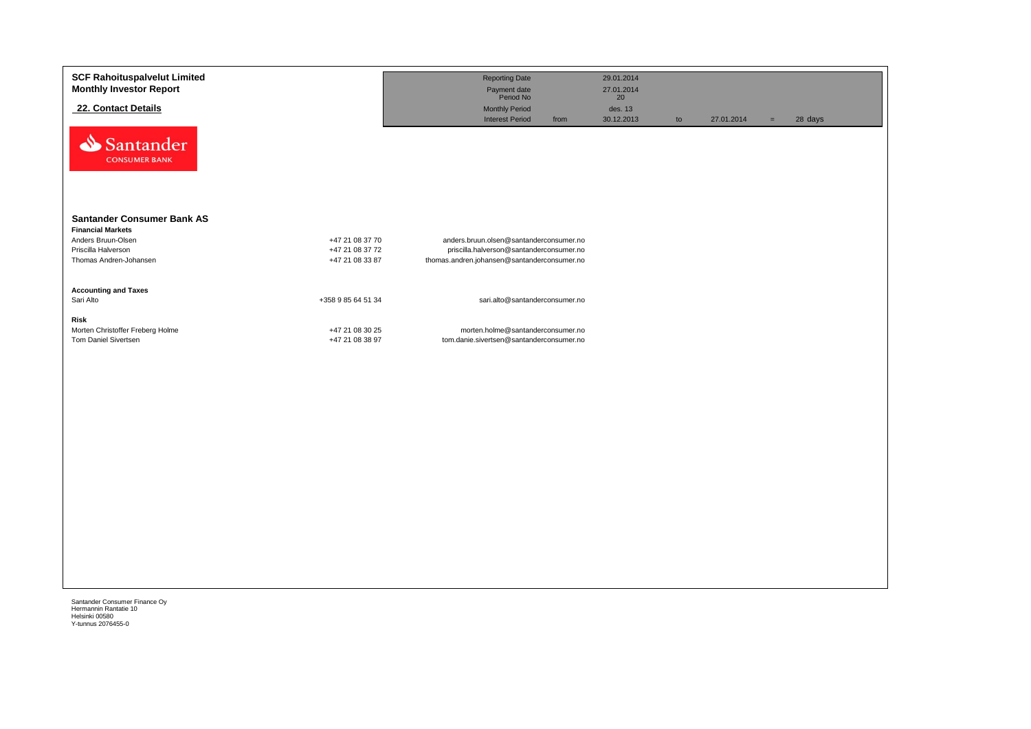**SCF Rahoituspalvelut Limited**
**Monthly Investor Report**

| | | | | | | |
|---|---|---|---|---|---|---|
| Reporting Date | | 29.01.2014 | | | | |
| Payment date | | 27.01.2014 | | | | |
| Period No | | 20 | | | | |
| Monthly Period | | des. 13 | | | | |
| Interest Period | from | 30.12.2013 | to | 27.01.2014 | = | 28 days |

## 22. Contact Details

Santander CONSUMER BANK

### Santander Consumer Bank AS

**Financial Markets**

| | | |
|---|---|---|
| Anders Bruun-Olsen | +47 21 08 37 70 | anders.bruun.olsen@santanderconsumer.no |
| Priscilla Halverson | +47 21 08 37 72 | priscilla.halverson@santanderconsumer.no |
| Thomas Andren-Johansen | +47 21 08 33 87 | thomas.andren.johansen@santanderconsumer.no |

**Accounting and Taxes**

| | | |
|---|---|---|
| Sari Alto | +358 9 85 64 51 34 | sari.alto@santanderconsumer.no |

**Risk**

| | | |
|---|---|---|
| Morten Christoffer Freberg Holme | +47 21 08 30 25 | morten.holme@santanderconsumer.no |
| Tom Daniel Sivertsen | +47 21 08 38 97 | tom.danie.sivertsen@santanderconsumer.no |

Santander Consumer Finance Oy
Hermannin Rantatie 10
Helsinki 00580
Y-tunnus 2076455-0